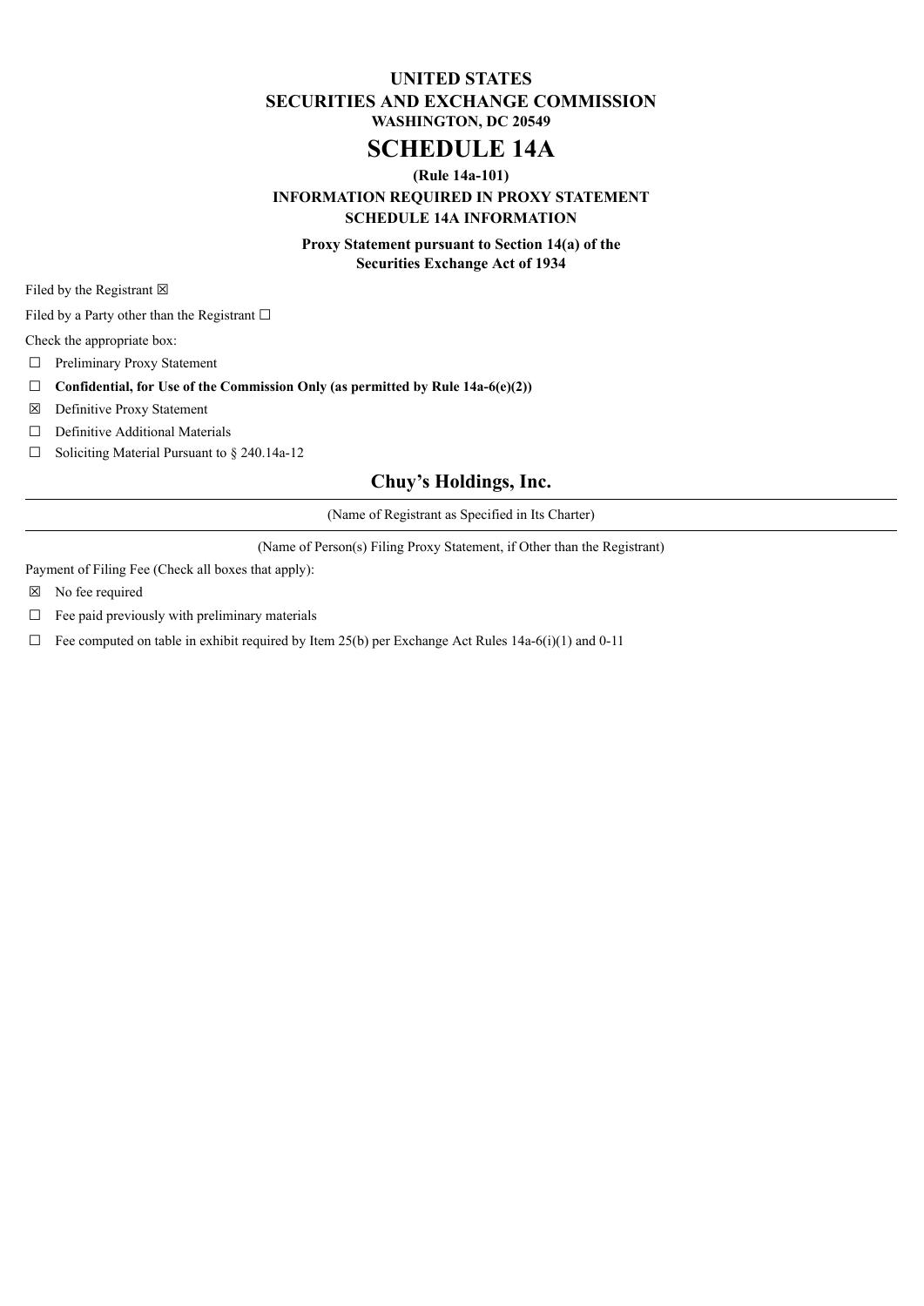**UNITED STATES**
**SECURITIES AND EXCHANGE COMMISSION**
**WASHINGTON, DC 20549**

# SCHEDULE 14A

**(Rule 14a-101)**

**INFORMATION REQUIRED IN PROXY STATEMENT**
**SCHEDULE 14A INFORMATION**

**Proxy Statement pursuant to Section 14(a) of the**
**Securities Exchange Act of 1934**

Filed by the Registrant ☒

Filed by a Party other than the Registrant ☐

Check the appropriate box:

☐ Preliminary Proxy Statement

☐ **Confidential, for Use of the Commission Only (as permitted by Rule 14a-6(e)(2))**

☒ Definitive Proxy Statement

☐ Definitive Additional Materials

☐ Soliciting Material Pursuant to § 240.14a-12

## Chuy's Holdings, Inc.

(Name of Registrant as Specified in Its Charter)

(Name of Person(s) Filing Proxy Statement, if Other than the Registrant)

Payment of Filing Fee (Check all boxes that apply):

☒ No fee required

☐ Fee paid previously with preliminary materials

☐ Fee computed on table in exhibit required by Item 25(b) per Exchange Act Rules 14a-6(i)(1) and 0-11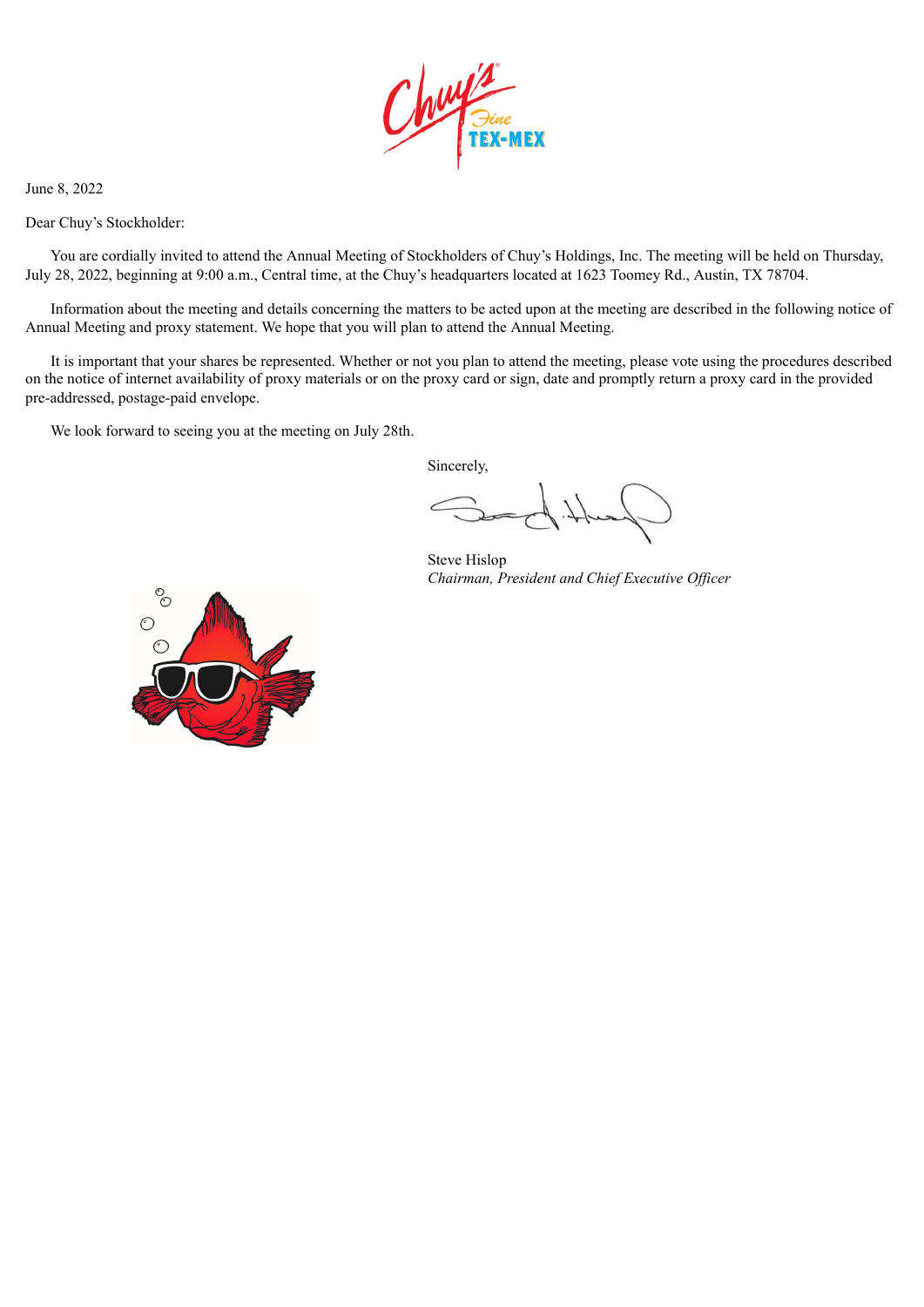June 8, 2022

Dear Chuy's Stockholder:

You are cordially invited to attend the Annual Meeting of Stockholders of Chuy's Holdings, Inc. The meeting will be held on Thursday, July 28, 2022, beginning at 9:00 a.m., Central time, at the Chuy's headquarters located at 1623 Toomey Rd., Austin, TX 78704.

Information about the meeting and details concerning the matters to be acted upon at the meeting are described in the following notice of Annual Meeting and proxy statement. We hope that you will plan to attend the Annual Meeting.

It is important that your shares be represented. Whether or not you plan to attend the meeting, please vote using the procedures described on the notice of internet availability of proxy materials or on the proxy card or sign, date and promptly return a proxy card in the provided pre-addressed, postage-paid envelope.

We look forward to seeing you at the meeting on July 28th.

Sincerely,

Steve Hislop
*Chairman, President and Chief Executive Officer*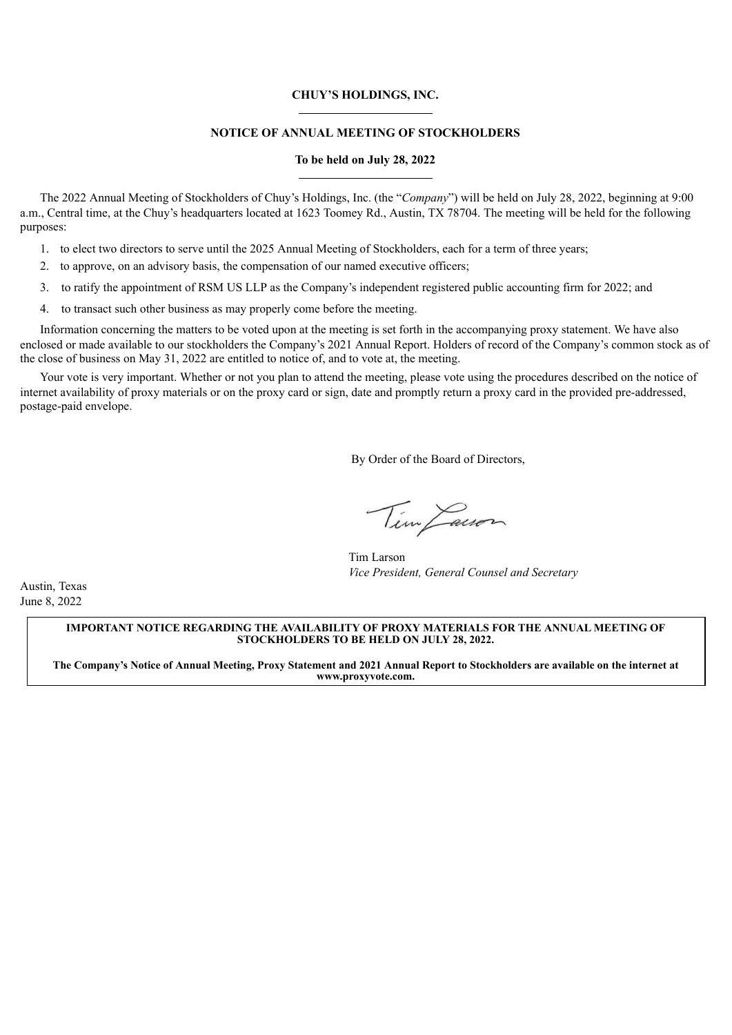**CHUY'S HOLDINGS, INC.**

**NOTICE OF ANNUAL MEETING OF STOCKHOLDERS**

**To be held on July 28, 2022**

The 2022 Annual Meeting of Stockholders of Chuy's Holdings, Inc. (the "*Company*") will be held on July 28, 2022, beginning at 9:00 a.m., Central time, at the Chuy's headquarters located at 1623 Toomey Rd., Austin, TX 78704. The meeting will be held for the following purposes:

1. to elect two directors to serve until the 2025 Annual Meeting of Stockholders, each for a term of three years;
2. to approve, on an advisory basis, the compensation of our named executive officers;
3. to ratify the appointment of RSM US LLP as the Company's independent registered public accounting firm for 2022; and
4. to transact such other business as may properly come before the meeting.

Information concerning the matters to be voted upon at the meeting is set forth in the accompanying proxy statement. We have also enclosed or made available to our stockholders the Company's 2021 Annual Report. Holders of record of the Company's common stock as of the close of business on May 31, 2022 are entitled to notice of, and to vote at, the meeting.

Your vote is very important. Whether or not you plan to attend the meeting, please vote using the procedures described on the notice of internet availability of proxy materials or on the proxy card or sign, date and promptly return a proxy card in the provided pre-addressed, postage-paid envelope.

By Order of the Board of Directors,

Tim Larson
*Vice President, General Counsel and Secretary*

Austin, Texas
June 8, 2022

**IMPORTANT NOTICE REGARDING THE AVAILABILITY OF PROXY MATERIALS FOR THE ANNUAL MEETING OF STOCKHOLDERS TO BE HELD ON JULY 28, 2022.**

**The Company's Notice of Annual Meeting, Proxy Statement and 2021 Annual Report to Stockholders are available on the internet at www.proxyvote.com.**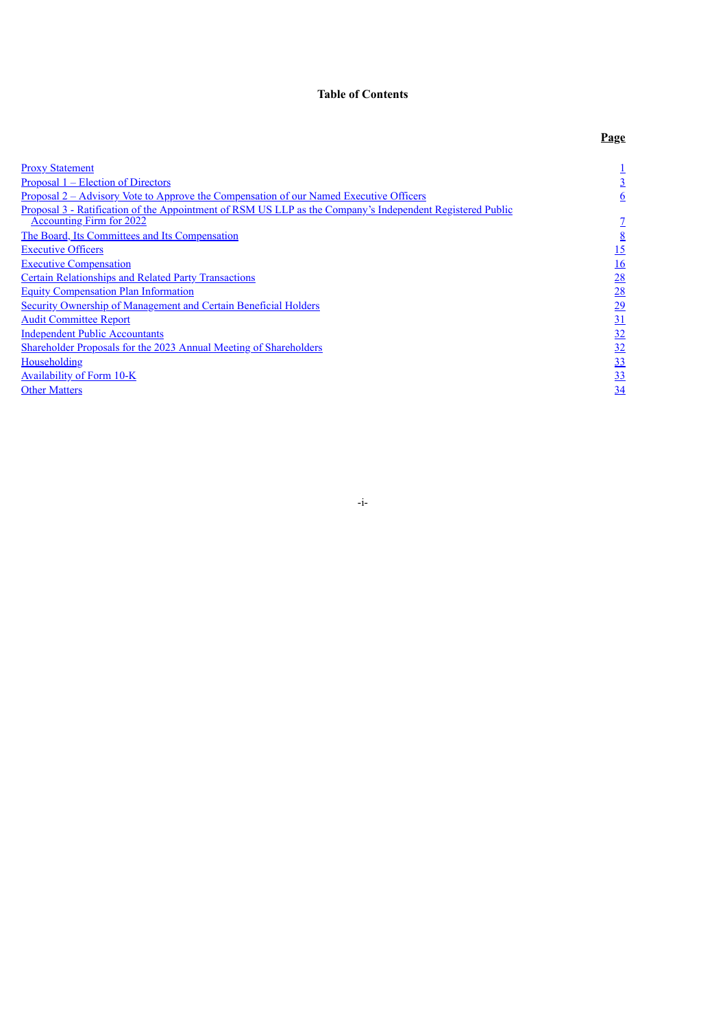# Table of Contents

| | Page |
|---|---|
| Proxy Statement | 1 |
| Proposal 1 – Election of Directors | 3 |
| Proposal 2 – Advisory Vote to Approve the Compensation of our Named Executive Officers | 6 |
| Proposal 3 - Ratification of the Appointment of RSM US LLP as the Company's Independent Registered Public Accounting Firm for 2022 | 7 |
| The Board, Its Committees and Its Compensation | 8 |
| Executive Officers | 15 |
| Executive Compensation | 16 |
| Certain Relationships and Related Party Transactions | 28 |
| Equity Compensation Plan Information | 28 |
| Security Ownership of Management and Certain Beneficial Holders | 29 |
| Audit Committee Report | 31 |
| Independent Public Accountants | 32 |
| Shareholder Proposals for the 2023 Annual Meeting of Shareholders | 32 |
| Householding | 33 |
| Availability of Form 10-K | 33 |
| Other Matters | 34 |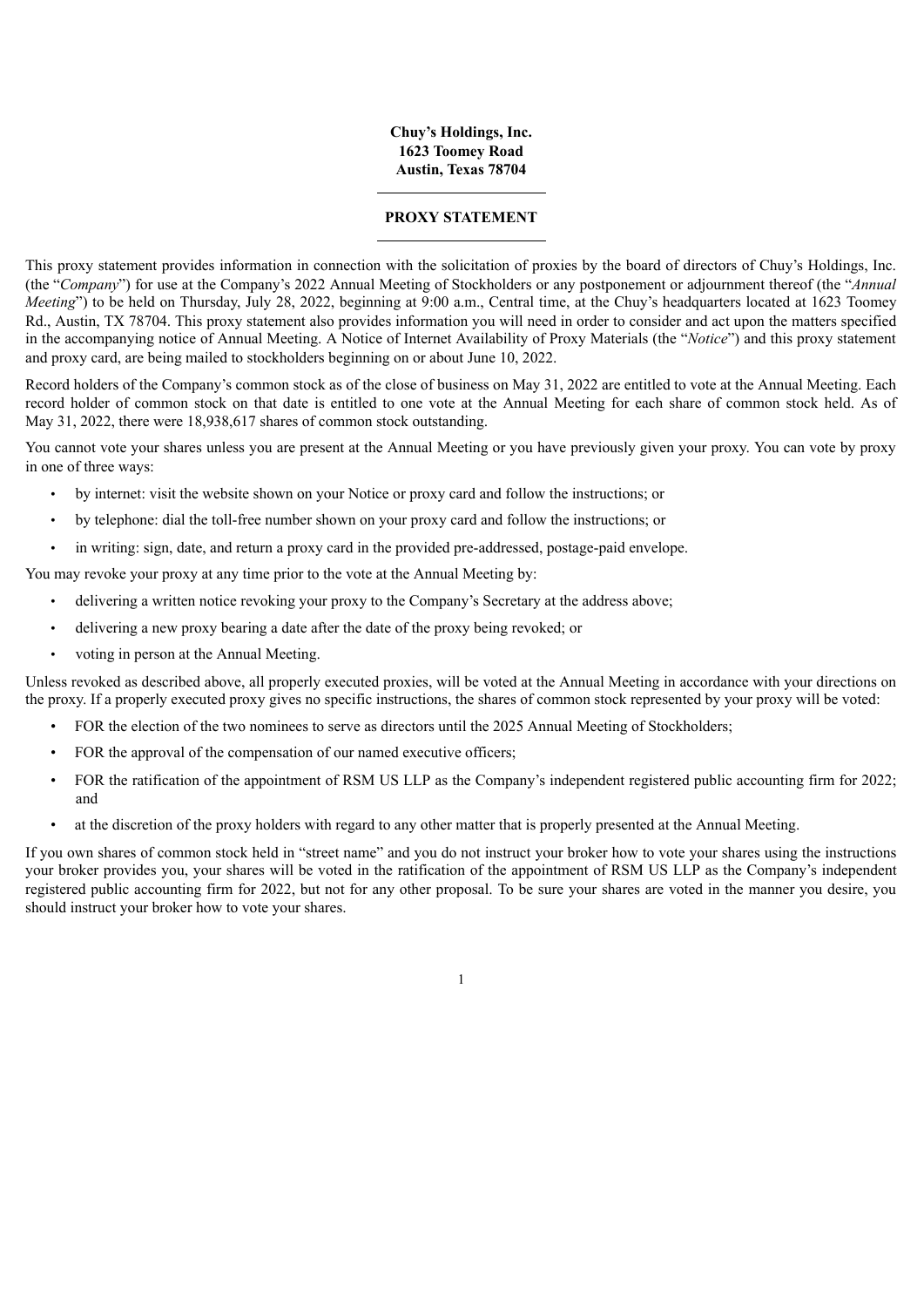**Chuy's Holdings, Inc.**
**1623 Toomey Road**
**Austin, Texas 78704**

# PROXY STATEMENT

This proxy statement provides information in connection with the solicitation of proxies by the board of directors of Chuy's Holdings, Inc. (the "*Company*") for use at the Company's 2022 Annual Meeting of Stockholders or any postponement or adjournment thereof (the "*Annual Meeting*") to be held on Thursday, July 28, 2022, beginning at 9:00 a.m., Central time, at the Chuy's headquarters located at 1623 Toomey Rd., Austin, TX 78704. This proxy statement also provides information you will need in order to consider and act upon the matters specified in the accompanying notice of Annual Meeting. A Notice of Internet Availability of Proxy Materials (the "*Notice*") and this proxy statement and proxy card, are being mailed to stockholders beginning on or about June 10, 2022.

Record holders of the Company's common stock as of the close of business on May 31, 2022 are entitled to vote at the Annual Meeting. Each record holder of common stock on that date is entitled to one vote at the Annual Meeting for each share of common stock held. As of May 31, 2022, there were 18,938,617 shares of common stock outstanding.

You cannot vote your shares unless you are present at the Annual Meeting or you have previously given your proxy. You can vote by proxy in one of three ways:

- by internet: visit the website shown on your Notice or proxy card and follow the instructions; or
- by telephone: dial the toll-free number shown on your proxy card and follow the instructions; or
- in writing: sign, date, and return a proxy card in the provided pre-addressed, postage-paid envelope.

You may revoke your proxy at any time prior to the vote at the Annual Meeting by:

- delivering a written notice revoking your proxy to the Company's Secretary at the address above;
- delivering a new proxy bearing a date after the date of the proxy being revoked; or
- voting in person at the Annual Meeting.

Unless revoked as described above, all properly executed proxies, will be voted at the Annual Meeting in accordance with your directions on the proxy. If a properly executed proxy gives no specific instructions, the shares of common stock represented by your proxy will be voted:

- FOR the election of the two nominees to serve as directors until the 2025 Annual Meeting of Stockholders;
- FOR the approval of the compensation of our named executive officers;
- FOR the ratification of the appointment of RSM US LLP as the Company's independent registered public accounting firm for 2022; and
- at the discretion of the proxy holders with regard to any other matter that is properly presented at the Annual Meeting.

If you own shares of common stock held in "street name" and you do not instruct your broker how to vote your shares using the instructions your broker provides you, your shares will be voted in the ratification of the appointment of RSM US LLP as the Company's independent registered public accounting firm for 2022, but not for any other proposal. To be sure your shares are voted in the manner you desire, you should instruct your broker how to vote your shares.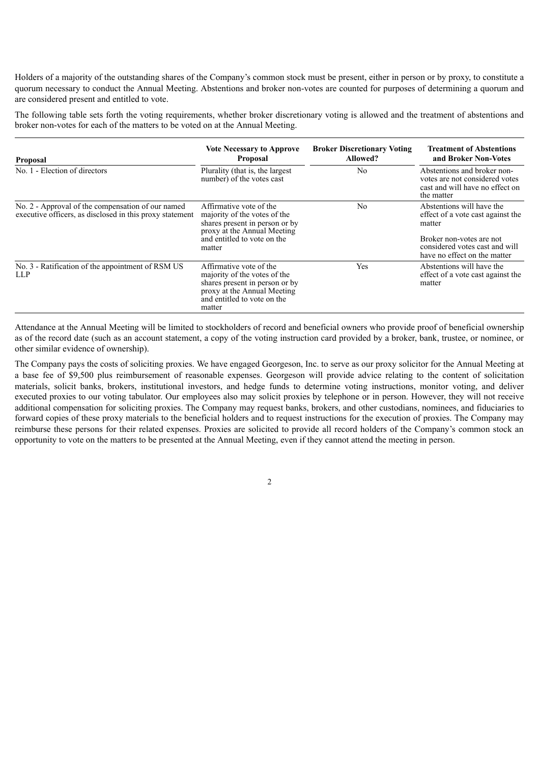Holders of a majority of the outstanding shares of the Company's common stock must be present, either in person or by proxy, to constitute a quorum necessary to conduct the Annual Meeting. Abstentions and broker non-votes are counted for purposes of determining a quorum and are considered present and entitled to vote.

The following table sets forth the voting requirements, whether broker discretionary voting is allowed and the treatment of abstentions and broker non-votes for each of the matters to be voted on at the Annual Meeting.

| Proposal | Vote Necessary to Approve Proposal | Broker Discretionary Voting Allowed? | Treatment of Abstentions and Broker Non-Votes |
|---|---|---|---|
| No. 1 - Election of directors | Plurality (that is, the largest number) of the votes cast | No | Abstentions and broker non-votes are not considered votes cast and will have no effect on the matter |
| No. 2 - Approval of the compensation of our named executive officers, as disclosed in this proxy statement | Affirmative vote of the majority of the votes of the shares present in person or by proxy at the Annual Meeting and entitled to vote on the matter | No | Abstentions will have the effect of a vote cast against the matter<br><br>Broker non-votes are not considered votes cast and will have no effect on the matter |
| No. 3 - Ratification of the appointment of RSM US LLP | Affirmative vote of the majority of the votes of the shares present in person or by proxy at the Annual Meeting and entitled to vote on the matter | Yes | Abstentions will have the effect of a vote cast against the matter |

Attendance at the Annual Meeting will be limited to stockholders of record and beneficial owners who provide proof of beneficial ownership as of the record date (such as an account statement, a copy of the voting instruction card provided by a broker, bank, trustee, or nominee, or other similar evidence of ownership).

The Company pays the costs of soliciting proxies. We have engaged Georgeson, Inc. to serve as our proxy solicitor for the Annual Meeting at a base fee of $9,500 plus reimbursement of reasonable expenses. Georgeson will provide advice relating to the content of solicitation materials, solicit banks, brokers, institutional investors, and hedge funds to determine voting instructions, monitor voting, and deliver executed proxies to our voting tabulator. Our employees also may solicit proxies by telephone or in person. However, they will not receive additional compensation for soliciting proxies. The Company may request banks, brokers, and other custodians, nominees, and fiduciaries to forward copies of these proxy materials to the beneficial holders and to request instructions for the execution of proxies. The Company may reimburse these persons for their related expenses. Proxies are solicited to provide all record holders of the Company's common stock an opportunity to vote on the matters to be presented at the Annual Meeting, even if they cannot attend the meeting in person.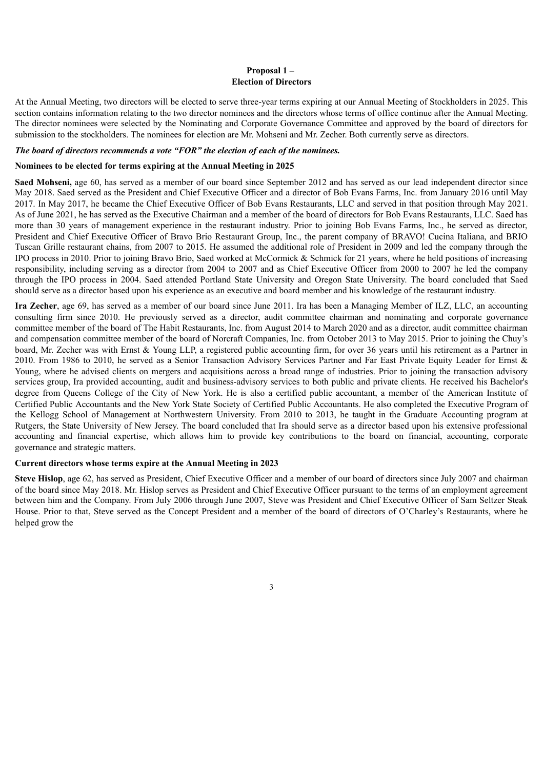## Proposal 1 –
## Election of Directors

At the Annual Meeting, two directors will be elected to serve three-year terms expiring at our Annual Meeting of Stockholders in 2025. This section contains information relating to the two director nominees and the directors whose terms of office continue after the Annual Meeting. The director nominees were selected by the Nominating and Corporate Governance Committee and approved by the board of directors for submission to the stockholders. The nominees for election are Mr. Mohseni and Mr. Zecher. Both currently serve as directors.

***The board of directors recommends a vote "FOR" the election of each of the nominees.***

### Nominees to be elected for terms expiring at the Annual Meeting in 2025

**Saed Mohseni,** age 60, has served as a member of our board since September 2012 and has served as our lead independent director since May 2018. Saed served as the President and Chief Executive Officer and a director of Bob Evans Farms, Inc. from January 2016 until May 2017. In May 2017, he became the Chief Executive Officer of Bob Evans Restaurants, LLC and served in that position through May 2021. As of June 2021, he has served as the Executive Chairman and a member of the board of directors for Bob Evans Restaurants, LLC. Saed has more than 30 years of management experience in the restaurant industry. Prior to joining Bob Evans Farms, Inc., he served as director, President and Chief Executive Officer of Bravo Brio Restaurant Group, Inc., the parent company of BRAVO! Cucina Italiana, and BRIO Tuscan Grille restaurant chains, from 2007 to 2015. He assumed the additional role of President in 2009 and led the company through the IPO process in 2010. Prior to joining Bravo Brio, Saed worked at McCormick & Schmick for 21 years, where he held positions of increasing responsibility, including serving as a director from 2004 to 2007 and as Chief Executive Officer from 2000 to 2007 he led the company through the IPO process in 2004. Saed attended Portland State University and Oregon State University. The board concluded that Saed should serve as a director based upon his experience as an executive and board member and his knowledge of the restaurant industry.

**Ira Zecher**, age 69, has served as a member of our board since June 2011. Ira has been a Managing Member of ILZ, LLC, an accounting consulting firm since 2010. He previously served as a director, audit committee chairman and nominating and corporate governance committee member of the board of The Habit Restaurants, Inc. from August 2014 to March 2020 and as a director, audit committee chairman and compensation committee member of the board of Norcraft Companies, Inc. from October 2013 to May 2015. Prior to joining the Chuy's board, Mr. Zecher was with Ernst & Young LLP, a registered public accounting firm, for over 36 years until his retirement as a Partner in 2010. From 1986 to 2010, he served as a Senior Transaction Advisory Services Partner and Far East Private Equity Leader for Ernst & Young, where he advised clients on mergers and acquisitions across a broad range of industries. Prior to joining the transaction advisory services group, Ira provided accounting, audit and business-advisory services to both public and private clients. He received his Bachelor's degree from Queens College of the City of New York. He is also a certified public accountant, a member of the American Institute of Certified Public Accountants and the New York State Society of Certified Public Accountants. He also completed the Executive Program of the Kellogg School of Management at Northwestern University. From 2010 to 2013, he taught in the Graduate Accounting program at Rutgers, the State University of New Jersey. The board concluded that Ira should serve as a director based upon his extensive professional accounting and financial expertise, which allows him to provide key contributions to the board on financial, accounting, corporate governance and strategic matters.

### Current directors whose terms expire at the Annual Meeting in 2023

**Steve Hislop**, age 62, has served as President, Chief Executive Officer and a member of our board of directors since July 2007 and chairman of the board since May 2018. Mr. Hislop serves as President and Chief Executive Officer pursuant to the terms of an employment agreement between him and the Company. From July 2006 through June 2007, Steve was President and Chief Executive Officer of Sam Seltzer Steak House. Prior to that, Steve served as the Concept President and a member of the board of directors of O'Charley's Restaurants, where he helped grow the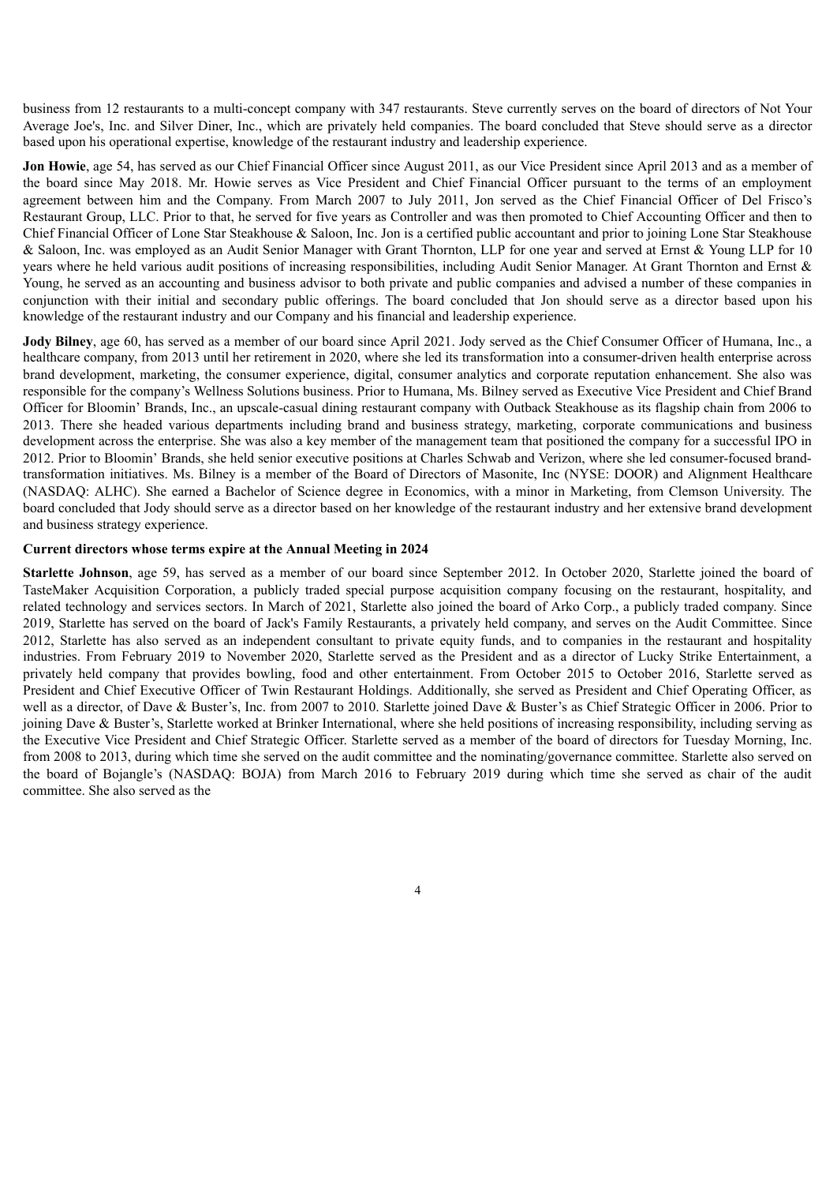business from 12 restaurants to a multi-concept company with 347 restaurants. Steve currently serves on the board of directors of Not Your Average Joe's, Inc. and Silver Diner, Inc., which are privately held companies. The board concluded that Steve should serve as a director based upon his operational expertise, knowledge of the restaurant industry and leadership experience.

**Jon Howie**, age 54, has served as our Chief Financial Officer since August 2011, as our Vice President since April 2013 and as a member of the board since May 2018. Mr. Howie serves as Vice President and Chief Financial Officer pursuant to the terms of an employment agreement between him and the Company. From March 2007 to July 2011, Jon served as the Chief Financial Officer of Del Frisco's Restaurant Group, LLC. Prior to that, he served for five years as Controller and was then promoted to Chief Accounting Officer and then to Chief Financial Officer of Lone Star Steakhouse & Saloon, Inc. Jon is a certified public accountant and prior to joining Lone Star Steakhouse & Saloon, Inc. was employed as an Audit Senior Manager with Grant Thornton, LLP for one year and served at Ernst & Young LLP for 10 years where he held various audit positions of increasing responsibilities, including Audit Senior Manager. At Grant Thornton and Ernst & Young, he served as an accounting and business advisor to both private and public companies and advised a number of these companies in conjunction with their initial and secondary public offerings. The board concluded that Jon should serve as a director based upon his knowledge of the restaurant industry and our Company and his financial and leadership experience.

**Jody Bilney**, age 60, has served as a member of our board since April 2021. Jody served as the Chief Consumer Officer of Humana, Inc., a healthcare company, from 2013 until her retirement in 2020, where she led its transformation into a consumer-driven health enterprise across brand development, marketing, the consumer experience, digital, consumer analytics and corporate reputation enhancement. She also was responsible for the company's Wellness Solutions business. Prior to Humana, Ms. Bilney served as Executive Vice President and Chief Brand Officer for Bloomin' Brands, Inc., an upscale-casual dining restaurant company with Outback Steakhouse as its flagship chain from 2006 to 2013. There she headed various departments including brand and business strategy, marketing, corporate communications and business development across the enterprise. She was also a key member of the management team that positioned the company for a successful IPO in 2012. Prior to Bloomin' Brands, she held senior executive positions at Charles Schwab and Verizon, where she led consumer-focused brand-transformation initiatives. Ms. Bilney is a member of the Board of Directors of Masonite, Inc (NYSE: DOOR) and Alignment Healthcare (NASDAQ: ALHC). She earned a Bachelor of Science degree in Economics, with a minor in Marketing, from Clemson University. The board concluded that Jody should serve as a director based on her knowledge of the restaurant industry and her extensive brand development and business strategy experience.

**Current directors whose terms expire at the Annual Meeting in 2024**

**Starlette Johnson**, age 59, has served as a member of our board since September 2012. In October 2020, Starlette joined the board of TasteMaker Acquisition Corporation, a publicly traded special purpose acquisition company focusing on the restaurant, hospitality, and related technology and services sectors. In March of 2021, Starlette also joined the board of Arko Corp., a publicly traded company. Since 2019, Starlette has served on the board of Jack's Family Restaurants, a privately held company, and serves on the Audit Committee. Since 2012, Starlette has also served as an independent consultant to private equity funds, and to companies in the restaurant and hospitality industries. From February 2019 to November 2020, Starlette served as the President and as a director of Lucky Strike Entertainment, a privately held company that provides bowling, food and other entertainment. From October 2015 to October 2016, Starlette served as President and Chief Executive Officer of Twin Restaurant Holdings. Additionally, she served as President and Chief Operating Officer, as well as a director, of Dave & Buster's, Inc. from 2007 to 2010. Starlette joined Dave & Buster's as Chief Strategic Officer in 2006. Prior to joining Dave & Buster's, Starlette worked at Brinker International, where she held positions of increasing responsibility, including serving as the Executive Vice President and Chief Strategic Officer. Starlette served as a member of the board of directors for Tuesday Morning, Inc. from 2008 to 2013, during which time she served on the audit committee and the nominating/governance committee. Starlette also served on the board of Bojangle's (NASDAQ: BOJA) from March 2016 to February 2019 during which time she served as chair of the audit committee. She also served as the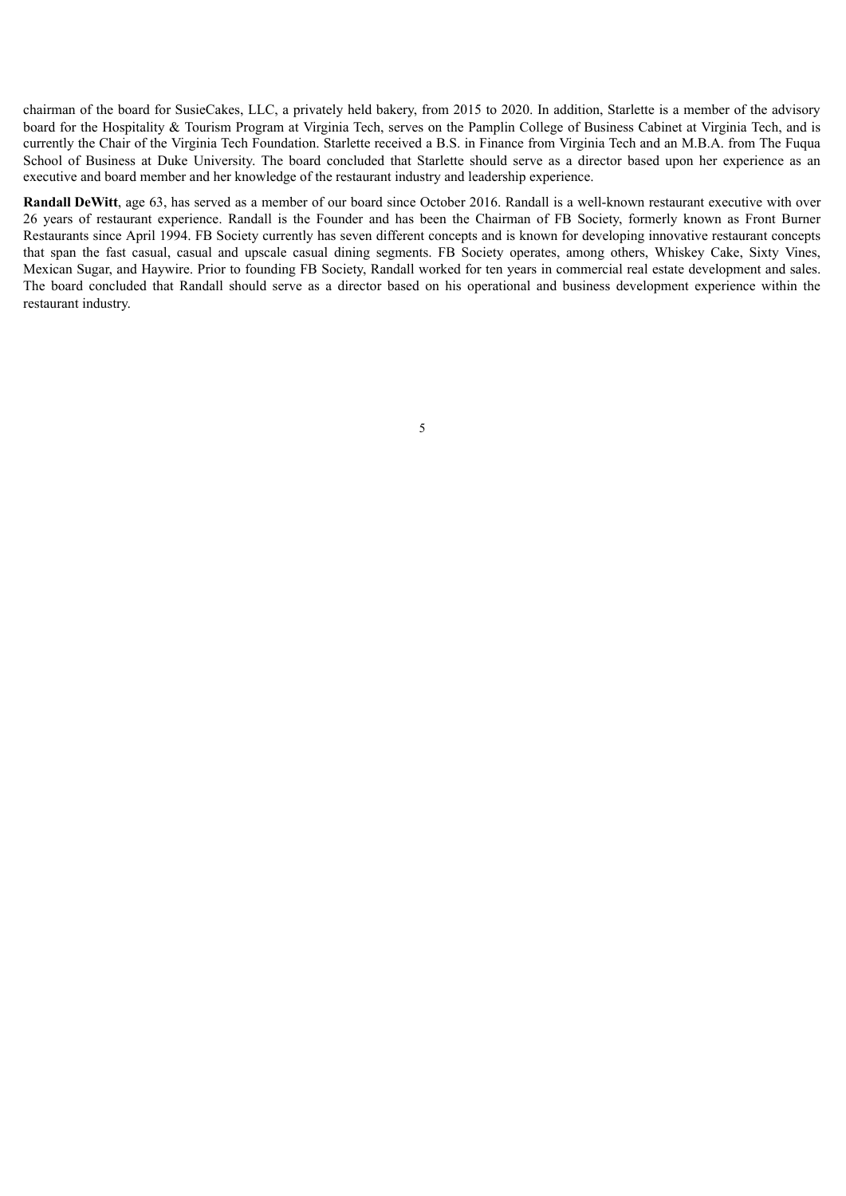chairman of the board for SusieCakes, LLC, a privately held bakery, from 2015 to 2020. In addition, Starlette is a member of the advisory board for the Hospitality & Tourism Program at Virginia Tech, serves on the Pamplin College of Business Cabinet at Virginia Tech, and is currently the Chair of the Virginia Tech Foundation. Starlette received a B.S. in Finance from Virginia Tech and an M.B.A. from The Fuqua School of Business at Duke University. The board concluded that Starlette should serve as a director based upon her experience as an executive and board member and her knowledge of the restaurant industry and leadership experience.

**Randall DeWitt**, age 63, has served as a member of our board since October 2016. Randall is a well-known restaurant executive with over 26 years of restaurant experience. Randall is the Founder and has been the Chairman of FB Society, formerly known as Front Burner Restaurants since April 1994. FB Society currently has seven different concepts and is known for developing innovative restaurant concepts that span the fast casual, casual and upscale casual dining segments. FB Society operates, among others, Whiskey Cake, Sixty Vines, Mexican Sugar, and Haywire. Prior to founding FB Society, Randall worked for ten years in commercial real estate development and sales. The board concluded that Randall should serve as a director based on his operational and business development experience within the restaurant industry.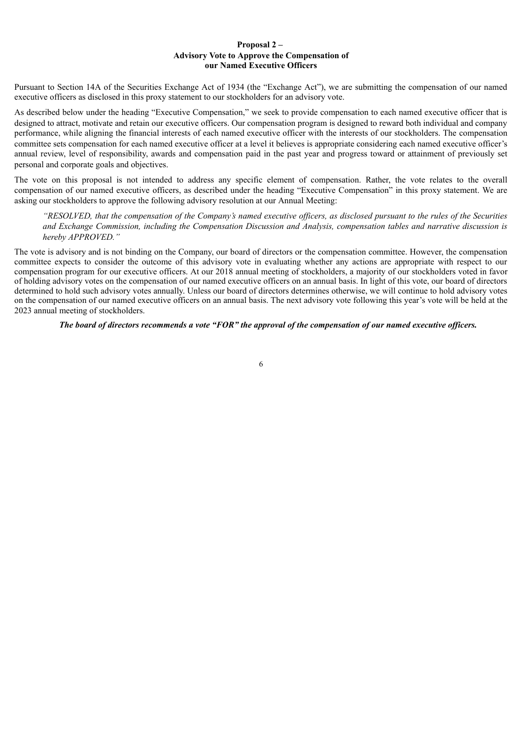## Proposal 2 –
## Advisory Vote to Approve the Compensation of
## our Named Executive Officers

Pursuant to Section 14A of the Securities Exchange Act of 1934 (the "Exchange Act"), we are submitting the compensation of our named executive officers as disclosed in this proxy statement to our stockholders for an advisory vote.

As described below under the heading "Executive Compensation," we seek to provide compensation to each named executive officer that is designed to attract, motivate and retain our executive officers. Our compensation program is designed to reward both individual and company performance, while aligning the financial interests of each named executive officer with the interests of our stockholders. The compensation committee sets compensation for each named executive officer at a level it believes is appropriate considering each named executive officer's annual review, level of responsibility, awards and compensation paid in the past year and progress toward or attainment of previously set personal and corporate goals and objectives.

The vote on this proposal is not intended to address any specific element of compensation. Rather, the vote relates to the overall compensation of our named executive officers, as described under the heading "Executive Compensation" in this proxy statement. We are asking our stockholders to approve the following advisory resolution at our Annual Meeting:

> *"RESOLVED, that the compensation of the Company's named executive officers, as disclosed pursuant to the rules of the Securities and Exchange Commission, including the Compensation Discussion and Analysis, compensation tables and narrative discussion is hereby APPROVED."*

The vote is advisory and is not binding on the Company, our board of directors or the compensation committee. However, the compensation committee expects to consider the outcome of this advisory vote in evaluating whether any actions are appropriate with respect to our compensation program for our executive officers. At our 2018 annual meeting of stockholders, a majority of our stockholders voted in favor of holding advisory votes on the compensation of our named executive officers on an annual basis. In light of this vote, our board of directors determined to hold such advisory votes annually. Unless our board of directors determines otherwise, we will continue to hold advisory votes on the compensation of our named executive officers on an annual basis. The next advisory vote following this year's vote will be held at the 2023 annual meeting of stockholders.

***The board of directors recommends a vote "FOR" the approval of the compensation of our named executive officers.***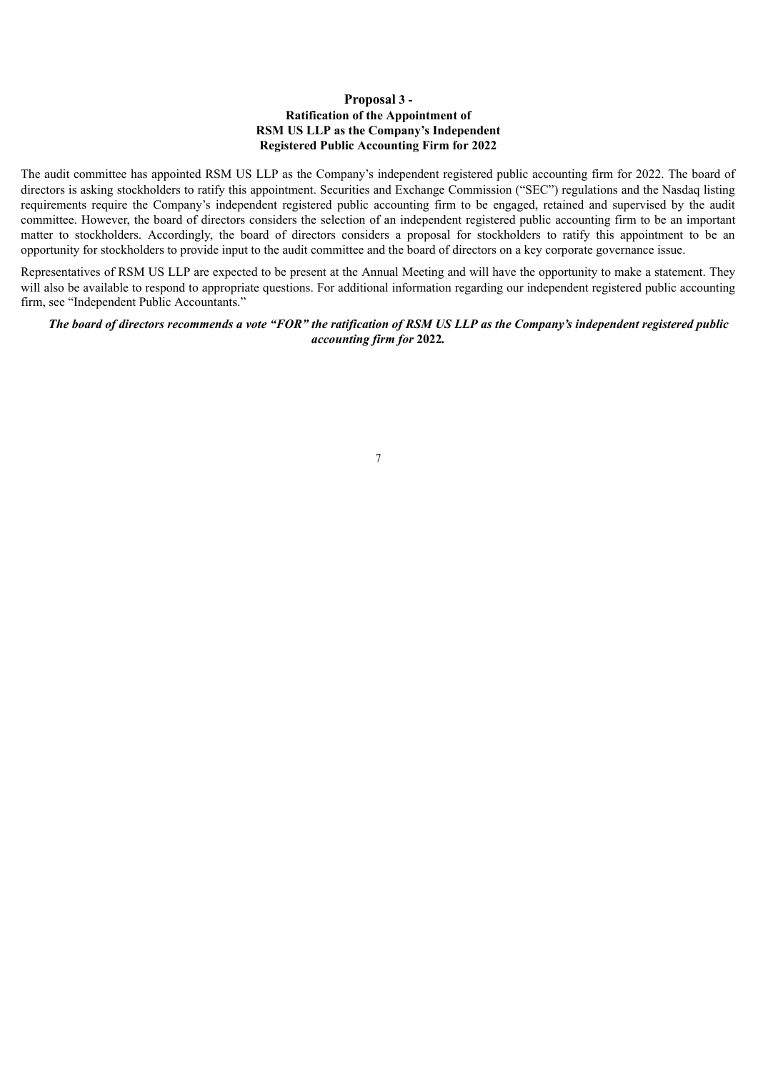## Proposal 3 - Ratification of the Appointment of RSM US LLP as the Company's Independent Registered Public Accounting Firm for 2022

The audit committee has appointed RSM US LLP as the Company's independent registered public accounting firm for 2022. The board of directors is asking stockholders to ratify this appointment. Securities and Exchange Commission ("SEC") regulations and the Nasdaq listing requirements require the Company's independent registered public accounting firm to be engaged, retained and supervised by the audit committee. However, the board of directors considers the selection of an independent registered public accounting firm to be an important matter to stockholders. Accordingly, the board of directors considers a proposal for stockholders to ratify this appointment to be an opportunity for stockholders to provide input to the audit committee and the board of directors on a key corporate governance issue.

Representatives of RSM US LLP are expected to be present at the Annual Meeting and will have the opportunity to make a statement. They will also be available to respond to appropriate questions. For additional information regarding our independent registered public accounting firm, see "Independent Public Accountants."

***The board of directors recommends a vote "FOR" the ratification of RSM US LLP as the Company's independent registered public accounting firm for* 2022*.***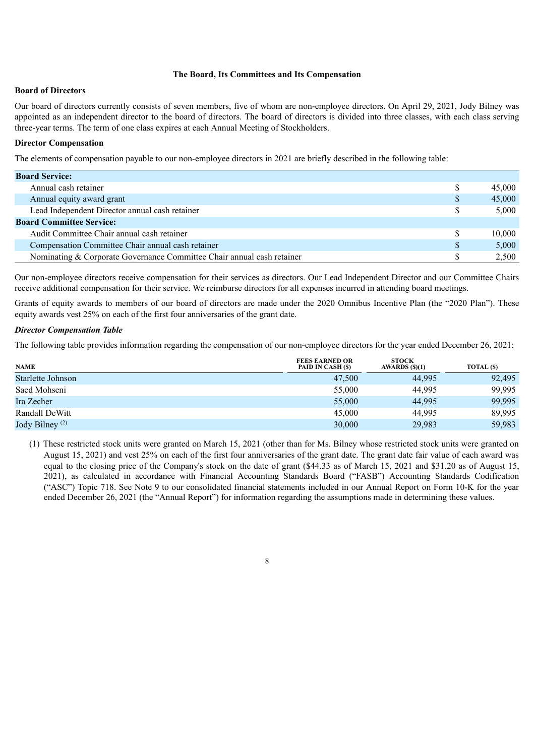### The Board, Its Committees and Its Compensation

**Board of Directors**

Our board of directors currently consists of seven members, five of whom are non-employee directors. On April 29, 2021, Jody Bilney was appointed as an independent director to the board of directors. The board of directors is divided into three classes, with each class serving three-year terms. The term of one class expires at each Annual Meeting of Stockholders.

**Director Compensation**

The elements of compensation payable to our non-employee directors in 2021 are briefly described in the following table:

| | | |
|---|---|---|
| **Board Service:** | | |
| Annual cash retainer | $ | 45,000 |
| Annual equity award grant | $ | 45,000 |
| Lead Independent Director annual cash retainer | $ | 5,000 |
| **Board Committee Service:** | | |
| Audit Committee Chair annual cash retainer | $ | 10,000 |
| Compensation Committee Chair annual cash retainer | $ | 5,000 |
| Nominating & Corporate Governance Committee Chair annual cash retainer | $ | 2,500 |

Our non-employee directors receive compensation for their services as directors. Our Lead Independent Director and our Committee Chairs receive additional compensation for their service. We reimburse directors for all expenses incurred in attending board meetings.

Grants of equity awards to members of our board of directors are made under the 2020 Omnibus Incentive Plan (the "2020 Plan"). These equity awards vest 25% on each of the first four anniversaries of the grant date.

***Director Compensation Table***

The following table provides information regarding the compensation of our non-employee directors for the year ended December 26, 2021:

| NAME | FEES EARNED OR PAID IN CASH ($) | STOCK AWARDS ($)(1) | TOTAL ($) |
|---|---|---|---|
| Starlette Johnson | 47,500 | 44,995 | 92,495 |
| Saed Mohseni | 55,000 | 44,995 | 99,995 |
| Ira Zecher | 55,000 | 44,995 | 99,995 |
| Randall DeWitt | 45,000 | 44,995 | 89,995 |
| Jody Bilney [(2)] | 30,000 | 29,983 | 59,983 |

(1) These restricted stock units were granted on March 15, 2021 (other than for Ms. Bilney whose restricted stock units were granted on August 15, 2021) and vest 25% on each of the first four anniversaries of the grant date. The grant date fair value of each award was equal to the closing price of the Company's stock on the date of grant ($44.33 as of March 15, 2021 and $31.20 as of August 15, 2021), as calculated in accordance with Financial Accounting Standards Board ("FASB") Accounting Standards Codification ("ASC") Topic 718. See Note 9 to our consolidated financial statements included in our Annual Report on Form 10-K for the year ended December 26, 2021 (the "Annual Report") for information regarding the assumptions made in determining these values.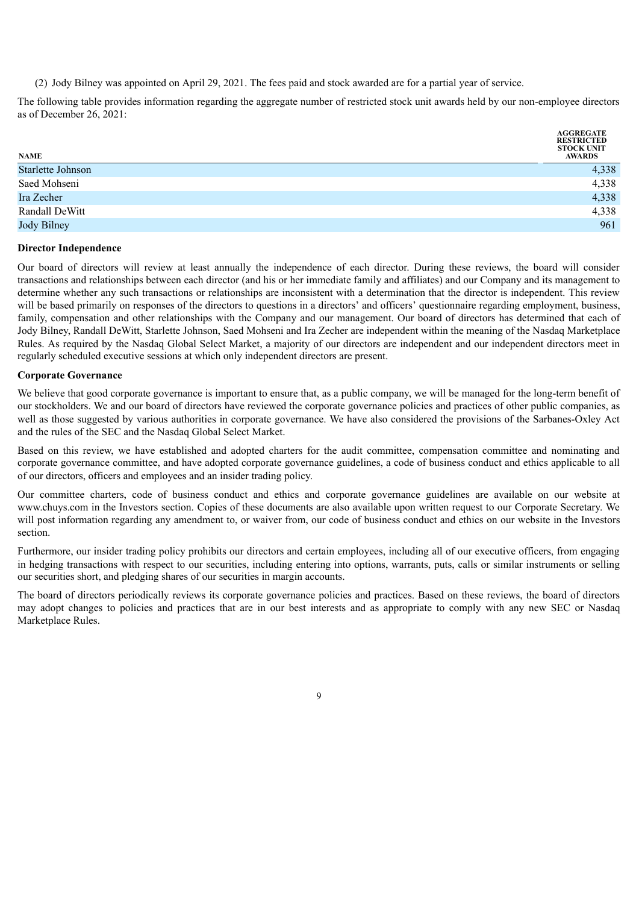(2) Jody Bilney was appointed on April 29, 2021. The fees paid and stock awarded are for a partial year of service.

The following table provides information regarding the aggregate number of restricted stock unit awards held by our non-employee directors as of December 26, 2021:

| NAME | AGGREGATE RESTRICTED STOCK UNIT AWARDS |
|---|---|
| Starlette Johnson | 4,338 |
| Saed Mohseni | 4,338 |
| Ira Zecher | 4,338 |
| Randall DeWitt | 4,338 |
| Jody Bilney | 961 |

**Director Independence**

Our board of directors will review at least annually the independence of each director. During these reviews, the board will consider transactions and relationships between each director (and his or her immediate family and affiliates) and our Company and its management to determine whether any such transactions or relationships are inconsistent with a determination that the director is independent. This review will be based primarily on responses of the directors to questions in a directors' and officers' questionnaire regarding employment, business, family, compensation and other relationships with the Company and our management. Our board of directors has determined that each of Jody Bilney, Randall DeWitt, Starlette Johnson, Saed Mohseni and Ira Zecher are independent within the meaning of the Nasdaq Marketplace Rules. As required by the Nasdaq Global Select Market, a majority of our directors are independent and our independent directors meet in regularly scheduled executive sessions at which only independent directors are present.

**Corporate Governance**

We believe that good corporate governance is important to ensure that, as a public company, we will be managed for the long-term benefit of our stockholders. We and our board of directors have reviewed the corporate governance policies and practices of other public companies, as well as those suggested by various authorities in corporate governance. We have also considered the provisions of the Sarbanes-Oxley Act and the rules of the SEC and the Nasdaq Global Select Market.

Based on this review, we have established and adopted charters for the audit committee, compensation committee and nominating and corporate governance committee, and have adopted corporate governance guidelines, a code of business conduct and ethics applicable to all of our directors, officers and employees and an insider trading policy.

Our committee charters, code of business conduct and ethics and corporate governance guidelines are available on our website at www.chuys.com in the Investors section. Copies of these documents are also available upon written request to our Corporate Secretary. We will post information regarding any amendment to, or waiver from, our code of business conduct and ethics on our website in the Investors section.

Furthermore, our insider trading policy prohibits our directors and certain employees, including all of our executive officers, from engaging in hedging transactions with respect to our securities, including entering into options, warrants, puts, calls or similar instruments or selling our securities short, and pledging shares of our securities in margin accounts.

The board of directors periodically reviews its corporate governance policies and practices. Based on these reviews, the board of directors may adopt changes to policies and practices that are in our best interests and as appropriate to comply with any new SEC or Nasdaq Marketplace Rules.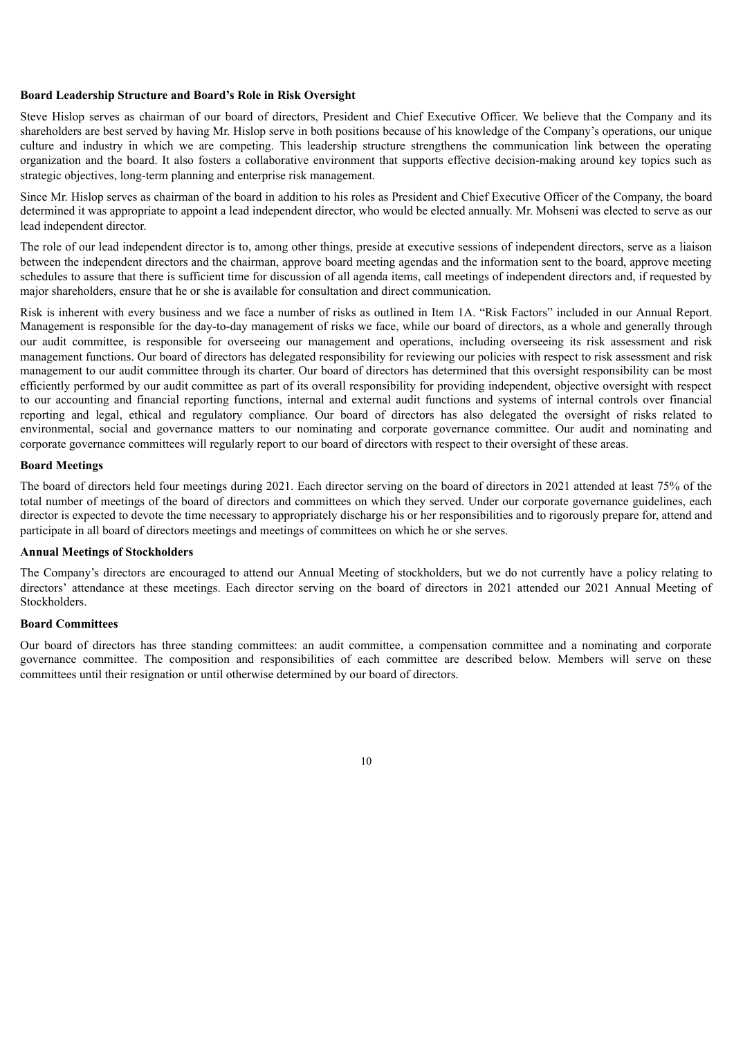**Board Leadership Structure and Board's Role in Risk Oversight**

Steve Hislop serves as chairman of our board of directors, President and Chief Executive Officer. We believe that the Company and its shareholders are best served by having Mr. Hislop serve in both positions because of his knowledge of the Company's operations, our unique culture and industry in which we are competing. This leadership structure strengthens the communication link between the operating organization and the board. It also fosters a collaborative environment that supports effective decision-making around key topics such as strategic objectives, long-term planning and enterprise risk management.

Since Mr. Hislop serves as chairman of the board in addition to his roles as President and Chief Executive Officer of the Company, the board determined it was appropriate to appoint a lead independent director, who would be elected annually. Mr. Mohseni was elected to serve as our lead independent director.

The role of our lead independent director is to, among other things, preside at executive sessions of independent directors, serve as a liaison between the independent directors and the chairman, approve board meeting agendas and the information sent to the board, approve meeting schedules to assure that there is sufficient time for discussion of all agenda items, call meetings of independent directors and, if requested by major shareholders, ensure that he or she is available for consultation and direct communication.

Risk is inherent with every business and we face a number of risks as outlined in Item 1A. "Risk Factors" included in our Annual Report. Management is responsible for the day-to-day management of risks we face, while our board of directors, as a whole and generally through our audit committee, is responsible for overseeing our management and operations, including overseeing its risk assessment and risk management functions. Our board of directors has delegated responsibility for reviewing our policies with respect to risk assessment and risk management to our audit committee through its charter. Our board of directors has determined that this oversight responsibility can be most efficiently performed by our audit committee as part of its overall responsibility for providing independent, objective oversight with respect to our accounting and financial reporting functions, internal and external audit functions and systems of internal controls over financial reporting and legal, ethical and regulatory compliance. Our board of directors has also delegated the oversight of risks related to environmental, social and governance matters to our nominating and corporate governance committee. Our audit and nominating and corporate governance committees will regularly report to our board of directors with respect to their oversight of these areas.

**Board Meetings**

The board of directors held four meetings during 2021. Each director serving on the board of directors in 2021 attended at least 75% of the total number of meetings of the board of directors and committees on which they served. Under our corporate governance guidelines, each director is expected to devote the time necessary to appropriately discharge his or her responsibilities and to rigorously prepare for, attend and participate in all board of directors meetings and meetings of committees on which he or she serves.

**Annual Meetings of Stockholders**

The Company's directors are encouraged to attend our Annual Meeting of stockholders, but we do not currently have a policy relating to directors' attendance at these meetings. Each director serving on the board of directors in 2021 attended our 2021 Annual Meeting of Stockholders.

**Board Committees**

Our board of directors has three standing committees: an audit committee, a compensation committee and a nominating and corporate governance committee. The composition and responsibilities of each committee are described below. Members will serve on these committees until their resignation or until otherwise determined by our board of directors.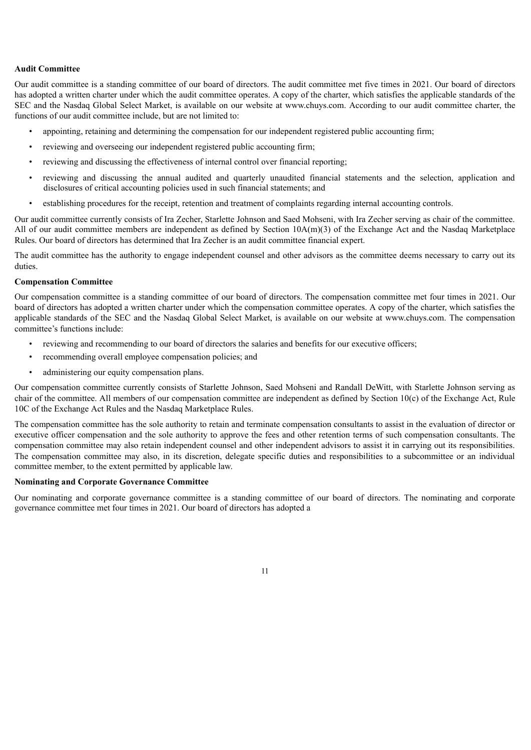**Audit Committee**

Our audit committee is a standing committee of our board of directors. The audit committee met five times in 2021. Our board of directors has adopted a written charter under which the audit committee operates. A copy of the charter, which satisfies the applicable standards of the SEC and the Nasdaq Global Select Market, is available on our website at www.chuys.com. According to our audit committee charter, the functions of our audit committee include, but are not limited to:

- appointing, retaining and determining the compensation for our independent registered public accounting firm;
- reviewing and overseeing our independent registered public accounting firm;
- reviewing and discussing the effectiveness of internal control over financial reporting;
- reviewing and discussing the annual audited and quarterly unaudited financial statements and the selection, application and disclosures of critical accounting policies used in such financial statements; and
- establishing procedures for the receipt, retention and treatment of complaints regarding internal accounting controls.

Our audit committee currently consists of Ira Zecher, Starlette Johnson and Saed Mohseni, with Ira Zecher serving as chair of the committee. All of our audit committee members are independent as defined by Section 10A(m)(3) of the Exchange Act and the Nasdaq Marketplace Rules. Our board of directors has determined that Ira Zecher is an audit committee financial expert.

The audit committee has the authority to engage independent counsel and other advisors as the committee deems necessary to carry out its duties.

**Compensation Committee**

Our compensation committee is a standing committee of our board of directors. The compensation committee met four times in 2021. Our board of directors has adopted a written charter under which the compensation committee operates. A copy of the charter, which satisfies the applicable standards of the SEC and the Nasdaq Global Select Market, is available on our website at www.chuys.com. The compensation committee's functions include:

- reviewing and recommending to our board of directors the salaries and benefits for our executive officers;
- recommending overall employee compensation policies; and
- administering our equity compensation plans.

Our compensation committee currently consists of Starlette Johnson, Saed Mohseni and Randall DeWitt, with Starlette Johnson serving as chair of the committee. All members of our compensation committee are independent as defined by Section 10(c) of the Exchange Act, Rule 10C of the Exchange Act Rules and the Nasdaq Marketplace Rules.

The compensation committee has the sole authority to retain and terminate compensation consultants to assist in the evaluation of director or executive officer compensation and the sole authority to approve the fees and other retention terms of such compensation consultants. The compensation committee may also retain independent counsel and other independent advisors to assist it in carrying out its responsibilities. The compensation committee may also, in its discretion, delegate specific duties and responsibilities to a subcommittee or an individual committee member, to the extent permitted by applicable law.

**Nominating and Corporate Governance Committee**

Our nominating and corporate governance committee is a standing committee of our board of directors. The nominating and corporate governance committee met four times in 2021. Our board of directors has adopted a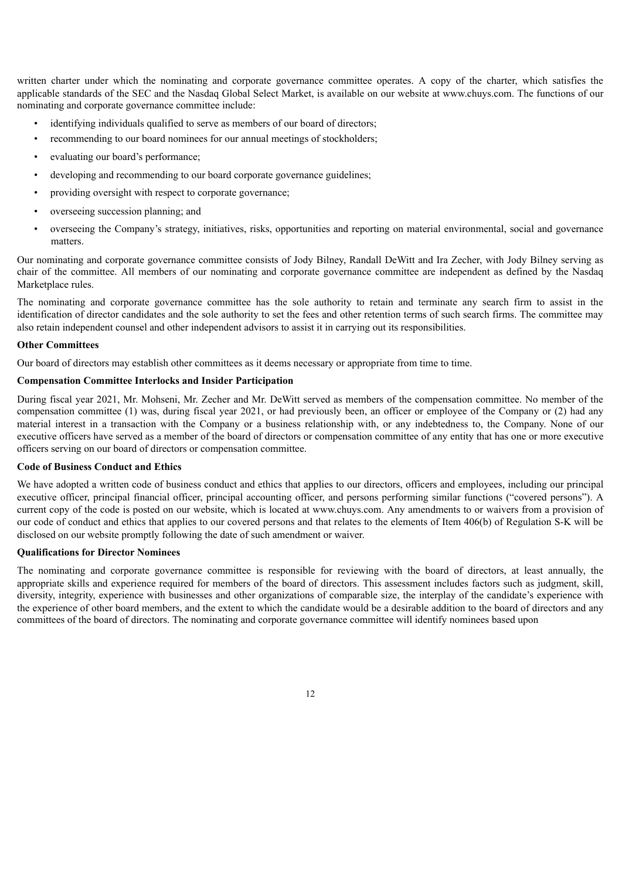written charter under which the nominating and corporate governance committee operates. A copy of the charter, which satisfies the applicable standards of the SEC and the Nasdaq Global Select Market, is available on our website at www.chuys.com. The functions of our nominating and corporate governance committee include:

- identifying individuals qualified to serve as members of our board of directors;
- recommending to our board nominees for our annual meetings of stockholders;
- evaluating our board's performance;
- developing and recommending to our board corporate governance guidelines;
- providing oversight with respect to corporate governance;
- overseeing succession planning; and
- overseeing the Company's strategy, initiatives, risks, opportunities and reporting on material environmental, social and governance matters.

Our nominating and corporate governance committee consists of Jody Bilney, Randall DeWitt and Ira Zecher, with Jody Bilney serving as chair of the committee. All members of our nominating and corporate governance committee are independent as defined by the Nasdaq Marketplace rules.

The nominating and corporate governance committee has the sole authority to retain and terminate any search firm to assist in the identification of director candidates and the sole authority to set the fees and other retention terms of such search firms. The committee may also retain independent counsel and other independent advisors to assist it in carrying out its responsibilities.

**Other Committees**

Our board of directors may establish other committees as it deems necessary or appropriate from time to time.

**Compensation Committee Interlocks and Insider Participation**

During fiscal year 2021, Mr. Mohseni, Mr. Zecher and Mr. DeWitt served as members of the compensation committee. No member of the compensation committee (1) was, during fiscal year 2021, or had previously been, an officer or employee of the Company or (2) had any material interest in a transaction with the Company or a business relationship with, or any indebtedness to, the Company. None of our executive officers have served as a member of the board of directors or compensation committee of any entity that has one or more executive officers serving on our board of directors or compensation committee.

**Code of Business Conduct and Ethics**

We have adopted a written code of business conduct and ethics that applies to our directors, officers and employees, including our principal executive officer, principal financial officer, principal accounting officer, and persons performing similar functions ("covered persons"). A current copy of the code is posted on our website, which is located at www.chuys.com. Any amendments to or waivers from a provision of our code of conduct and ethics that applies to our covered persons and that relates to the elements of Item 406(b) of Regulation S-K will be disclosed on our website promptly following the date of such amendment or waiver.

**Qualifications for Director Nominees**

The nominating and corporate governance committee is responsible for reviewing with the board of directors, at least annually, the appropriate skills and experience required for members of the board of directors. This assessment includes factors such as judgment, skill, diversity, integrity, experience with businesses and other organizations of comparable size, the interplay of the candidate's experience with the experience of other board members, and the extent to which the candidate would be a desirable addition to the board of directors and any committees of the board of directors. The nominating and corporate governance committee will identify nominees based upon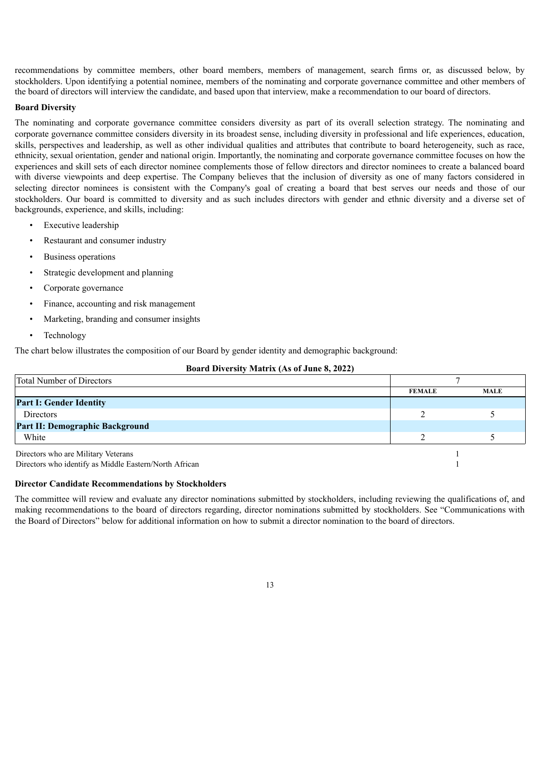recommendations by committee members, other board members, members of management, search firms or, as discussed below, by stockholders. Upon identifying a potential nominee, members of the nominating and corporate governance committee and other members of the board of directors will interview the candidate, and based upon that interview, make a recommendation to our board of directors.

**Board Diversity**

The nominating and corporate governance committee considers diversity as part of its overall selection strategy. The nominating and corporate governance committee considers diversity in its broadest sense, including diversity in professional and life experiences, education, skills, perspectives and leadership, as well as other individual qualities and attributes that contribute to board heterogeneity, such as race, ethnicity, sexual orientation, gender and national origin. Importantly, the nominating and corporate governance committee focuses on how the experiences and skill sets of each director nominee complements those of fellow directors and director nominees to create a balanced board with diverse viewpoints and deep expertise. The Company believes that the inclusion of diversity as one of many factors considered in selecting director nominees is consistent with the Company's goal of creating a board that best serves our needs and those of our stockholders. Our board is committed to diversity and as such includes directors with gender and ethnic diversity and a diverse set of backgrounds, experience, and skills, including:

- Executive leadership
- Restaurant and consumer industry
- Business operations
- Strategic development and planning
- Corporate governance
- Finance, accounting and risk management
- Marketing, branding and consumer insights
- Technology

The chart below illustrates the composition of our Board by gender identity and demographic background:

**Board Diversity Matrix (As of June 8, 2022)**

| Total Number of Directors | 7 | |
|---|---|---|
| | **FEMALE** | **MALE** |
| **Part I: Gender Identity** | | |
| Directors | 2 | 5 |
| **Part II: Demographic Background** | | |
| White | 2 | 5 |
| Directors who are Military Veterans | 1 | |
| Directors who identify as Middle Eastern/North African | 1 | |

**Director Candidate Recommendations by Stockholders**

The committee will review and evaluate any director nominations submitted by stockholders, including reviewing the qualifications of, and making recommendations to the board of directors regarding, director nominations submitted by stockholders. See "Communications with the Board of Directors" below for additional information on how to submit a director nomination to the board of directors.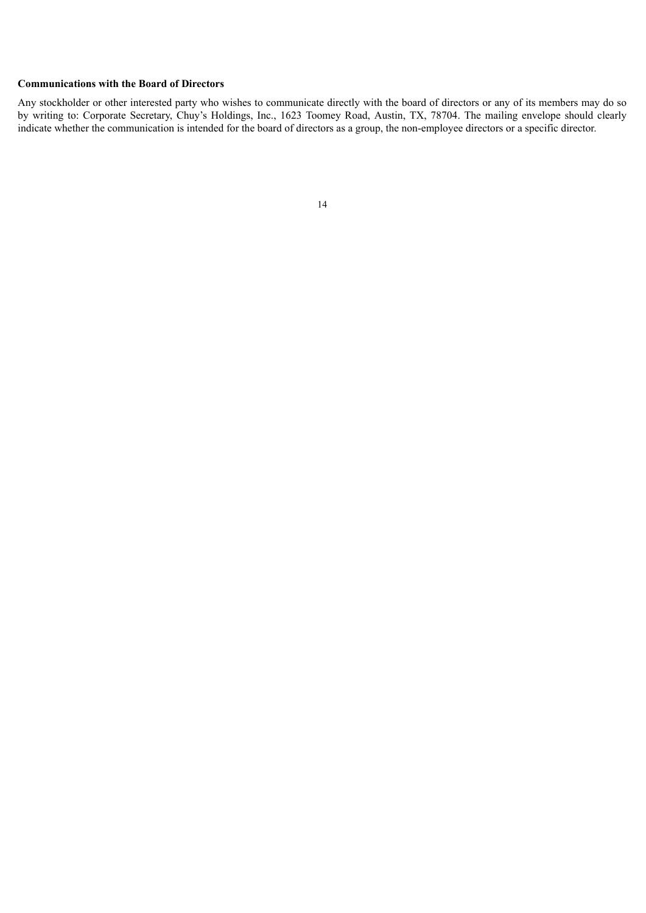**Communications with the Board of Directors**

Any stockholder or other interested party who wishes to communicate directly with the board of directors or any of its members may do so by writing to: Corporate Secretary, Chuy’s Holdings, Inc., 1623 Toomey Road, Austin, TX, 78704. The mailing envelope should clearly indicate whether the communication is intended for the board of directors as a group, the non-employee directors or a specific director.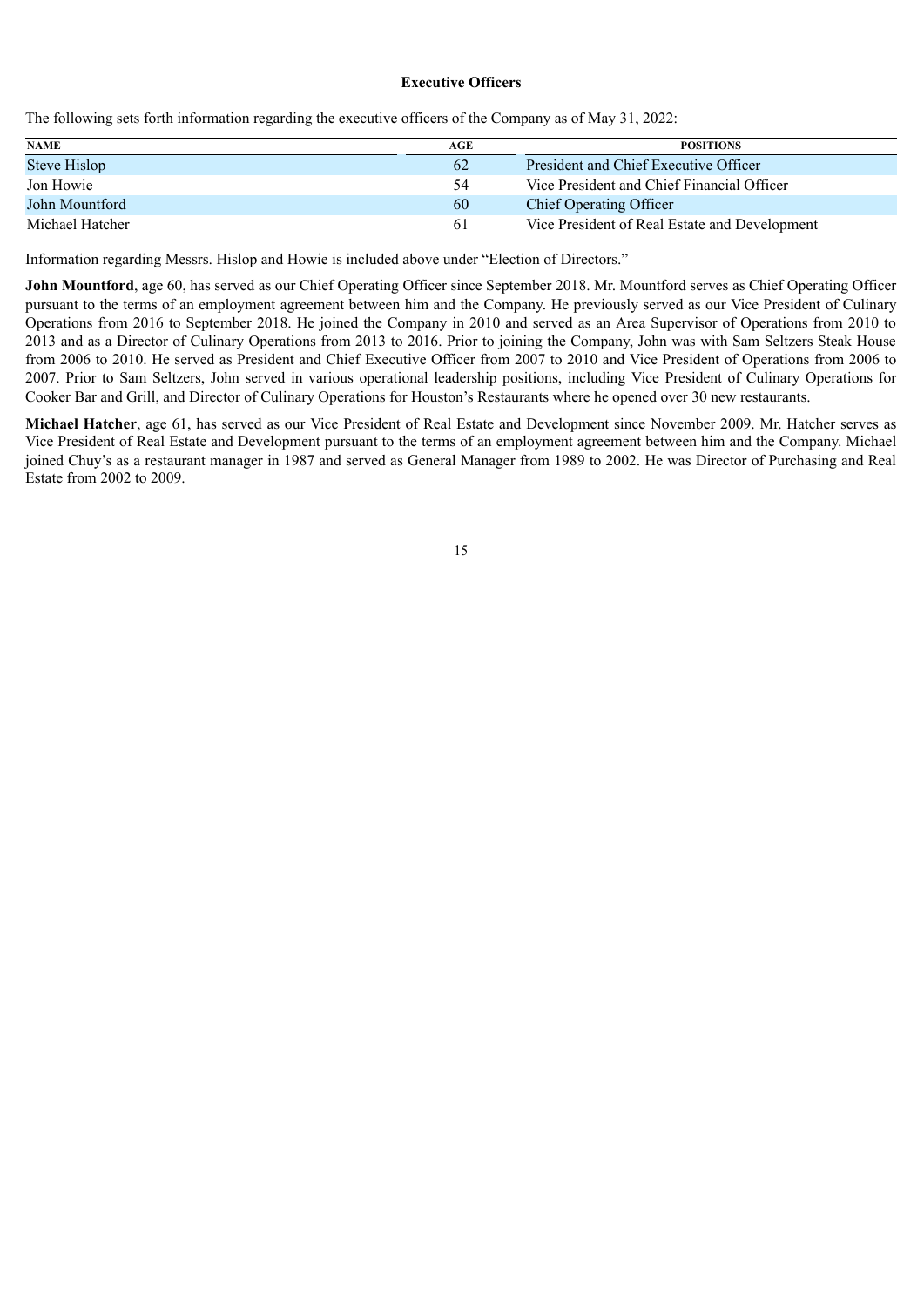## Executive Officers

The following sets forth information regarding the executive officers of the Company as of May 31, 2022:

| NAME | AGE | POSITIONS |
| --- | --- | --- |
| Steve Hislop | 62 | President and Chief Executive Officer |
| Jon Howie | 54 | Vice President and Chief Financial Officer |
| John Mountford | 60 | Chief Operating Officer |
| Michael Hatcher | 61 | Vice President of Real Estate and Development |

Information regarding Messrs. Hislop and Howie is included above under "Election of Directors."

**John Mountford**, age 60, has served as our Chief Operating Officer since September 2018. Mr. Mountford serves as Chief Operating Officer pursuant to the terms of an employment agreement between him and the Company. He previously served as our Vice President of Culinary Operations from 2016 to September 2018. He joined the Company in 2010 and served as an Area Supervisor of Operations from 2010 to 2013 and as a Director of Culinary Operations from 2013 to 2016. Prior to joining the Company, John was with Sam Seltzers Steak House from 2006 to 2010. He served as President and Chief Executive Officer from 2007 to 2010 and Vice President of Operations from 2006 to 2007. Prior to Sam Seltzers, John served in various operational leadership positions, including Vice President of Culinary Operations for Cooker Bar and Grill, and Director of Culinary Operations for Houston's Restaurants where he opened over 30 new restaurants.

**Michael Hatcher**, age 61, has served as our Vice President of Real Estate and Development since November 2009. Mr. Hatcher serves as Vice President of Real Estate and Development pursuant to the terms of an employment agreement between him and the Company. Michael joined Chuy's as a restaurant manager in 1987 and served as General Manager from 1989 to 2002. He was Director of Purchasing and Real Estate from 2002 to 2009.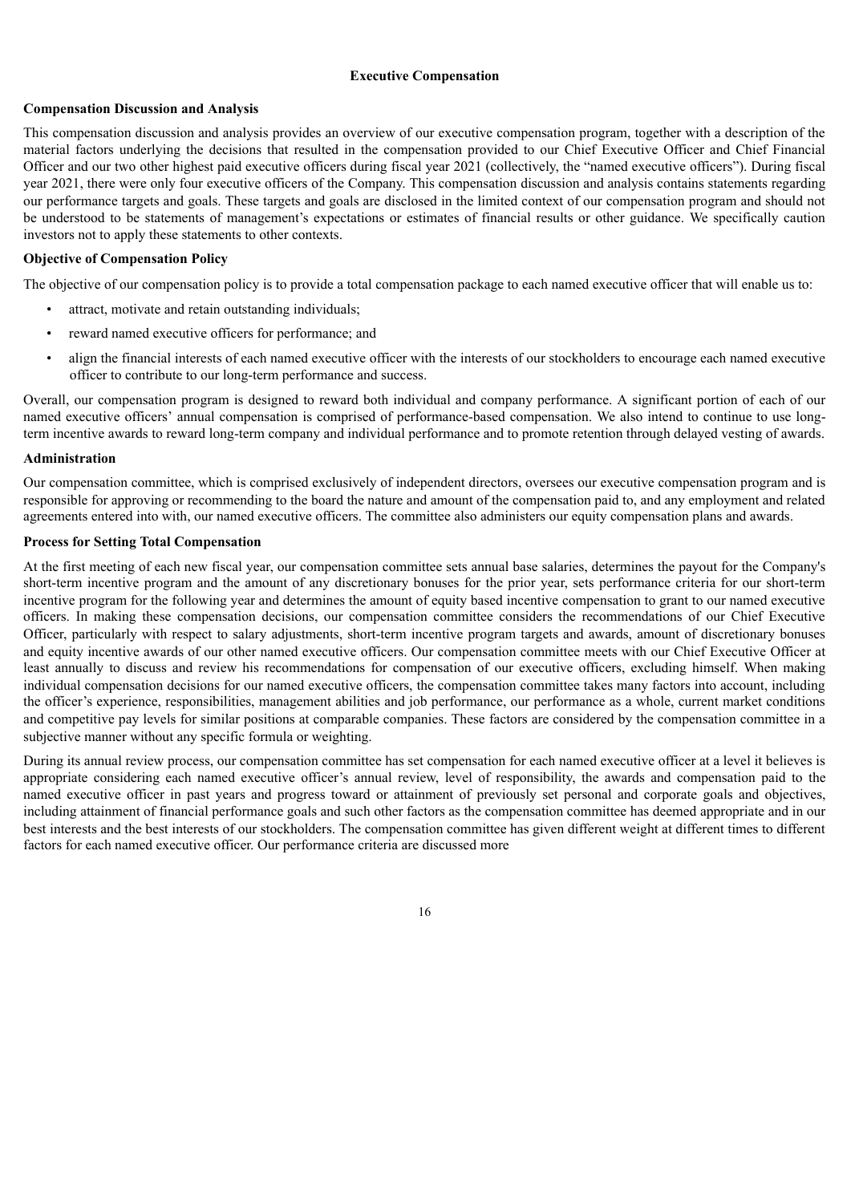## Executive Compensation

### Compensation Discussion and Analysis

This compensation discussion and analysis provides an overview of our executive compensation program, together with a description of the material factors underlying the decisions that resulted in the compensation provided to our Chief Executive Officer and Chief Financial Officer and our two other highest paid executive officers during fiscal year 2021 (collectively, the "named executive officers"). During fiscal year 2021, there were only four executive officers of the Company. This compensation discussion and analysis contains statements regarding our performance targets and goals. These targets and goals are disclosed in the limited context of our compensation program and should not be understood to be statements of management's expectations or estimates of financial results or other guidance. We specifically caution investors not to apply these statements to other contexts.

### Objective of Compensation Policy

The objective of our compensation policy is to provide a total compensation package to each named executive officer that will enable us to:

- attract, motivate and retain outstanding individuals;
- reward named executive officers for performance; and
- align the financial interests of each named executive officer with the interests of our stockholders to encourage each named executive officer to contribute to our long-term performance and success.

Overall, our compensation program is designed to reward both individual and company performance. A significant portion of each of our named executive officers' annual compensation is comprised of performance-based compensation. We also intend to continue to use long-term incentive awards to reward long-term company and individual performance and to promote retention through delayed vesting of awards.

### Administration

Our compensation committee, which is comprised exclusively of independent directors, oversees our executive compensation program and is responsible for approving or recommending to the board the nature and amount of the compensation paid to, and any employment and related agreements entered into with, our named executive officers. The committee also administers our equity compensation plans and awards.

### Process for Setting Total Compensation

At the first meeting of each new fiscal year, our compensation committee sets annual base salaries, determines the payout for the Company's short-term incentive program and the amount of any discretionary bonuses for the prior year, sets performance criteria for our short-term incentive program for the following year and determines the amount of equity based incentive compensation to grant to our named executive officers. In making these compensation decisions, our compensation committee considers the recommendations of our Chief Executive Officer, particularly with respect to salary adjustments, short-term incentive program targets and awards, amount of discretionary bonuses and equity incentive awards of our other named executive officers. Our compensation committee meets with our Chief Executive Officer at least annually to discuss and review his recommendations for compensation of our executive officers, excluding himself. When making individual compensation decisions for our named executive officers, the compensation committee takes many factors into account, including the officer's experience, responsibilities, management abilities and job performance, our performance as a whole, current market conditions and competitive pay levels for similar positions at comparable companies. These factors are considered by the compensation committee in a subjective manner without any specific formula or weighting.

During its annual review process, our compensation committee has set compensation for each named executive officer at a level it believes is appropriate considering each named executive officer's annual review, level of responsibility, the awards and compensation paid to the named executive officer in past years and progress toward or attainment of previously set personal and corporate goals and objectives, including attainment of financial performance goals and such other factors as the compensation committee has deemed appropriate and in our best interests and the best interests of our stockholders. The compensation committee has given different weight at different times to different factors for each named executive officer. Our performance criteria are discussed more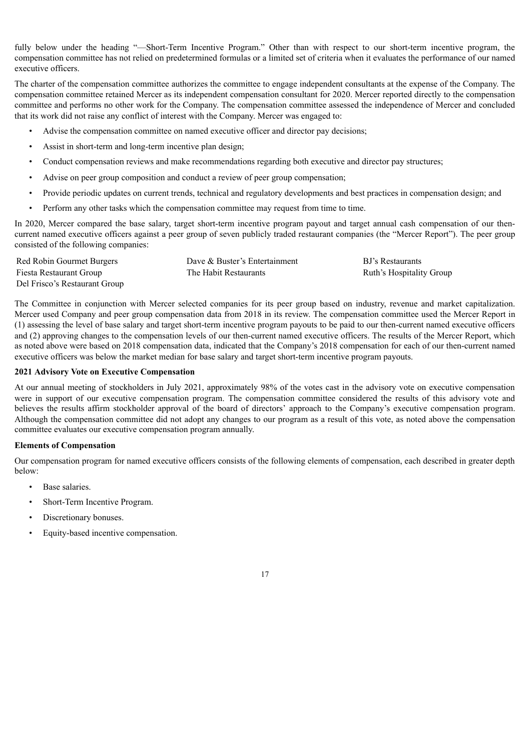fully below under the heading "—Short-Term Incentive Program." Other than with respect to our short-term incentive program, the compensation committee has not relied on predetermined formulas or a limited set of criteria when it evaluates the performance of our named executive officers.

The charter of the compensation committee authorizes the committee to engage independent consultants at the expense of the Company. The compensation committee retained Mercer as its independent compensation consultant for 2020. Mercer reported directly to the compensation committee and performs no other work for the Company. The compensation committee assessed the independence of Mercer and concluded that its work did not raise any conflict of interest with the Company. Mercer was engaged to:

- Advise the compensation committee on named executive officer and director pay decisions;
- Assist in short-term and long-term incentive plan design;
- Conduct compensation reviews and make recommendations regarding both executive and director pay structures;
- Advise on peer group composition and conduct a review of peer group compensation;
- Provide periodic updates on current trends, technical and regulatory developments and best practices in compensation design; and
- Perform any other tasks which the compensation committee may request from time to time.

In 2020, Mercer compared the base salary, target short-term incentive program payout and target annual cash compensation of our then-current named executive officers against a peer group of seven publicly traded restaurant companies (the "Mercer Report"). The peer group consisted of the following companies:

| | | |
|---|---|---|
| Red Robin Gourmet Burgers | Dave & Buster's Entertainment | BJ's Restaurants |
| Fiesta Restaurant Group | The Habit Restaurants | Ruth's Hospitality Group |
| Del Frisco's Restaurant Group | | |

The Committee in conjunction with Mercer selected companies for its peer group based on industry, revenue and market capitalization. Mercer used Company and peer group compensation data from 2018 in its review. The compensation committee used the Mercer Report in (1) assessing the level of base salary and target short-term incentive program payouts to be paid to our then-current named executive officers and (2) approving changes to the compensation levels of our then-current named executive officers. The results of the Mercer Report, which as noted above were based on 2018 compensation data, indicated that the Company's 2018 compensation for each of our then-current named executive officers was below the market median for base salary and target short-term incentive program payouts.

**2021 Advisory Vote on Executive Compensation**

At our annual meeting of stockholders in July 2021, approximately 98% of the votes cast in the advisory vote on executive compensation were in support of our executive compensation program. The compensation committee considered the results of this advisory vote and believes the results affirm stockholder approval of the board of directors' approach to the Company's executive compensation program. Although the compensation committee did not adopt any changes to our program as a result of this vote, as noted above the compensation committee evaluates our executive compensation program annually.

**Elements of Compensation**

Our compensation program for named executive officers consists of the following elements of compensation, each described in greater depth below:

- Base salaries.
- Short-Term Incentive Program.
- Discretionary bonuses.
- Equity-based incentive compensation.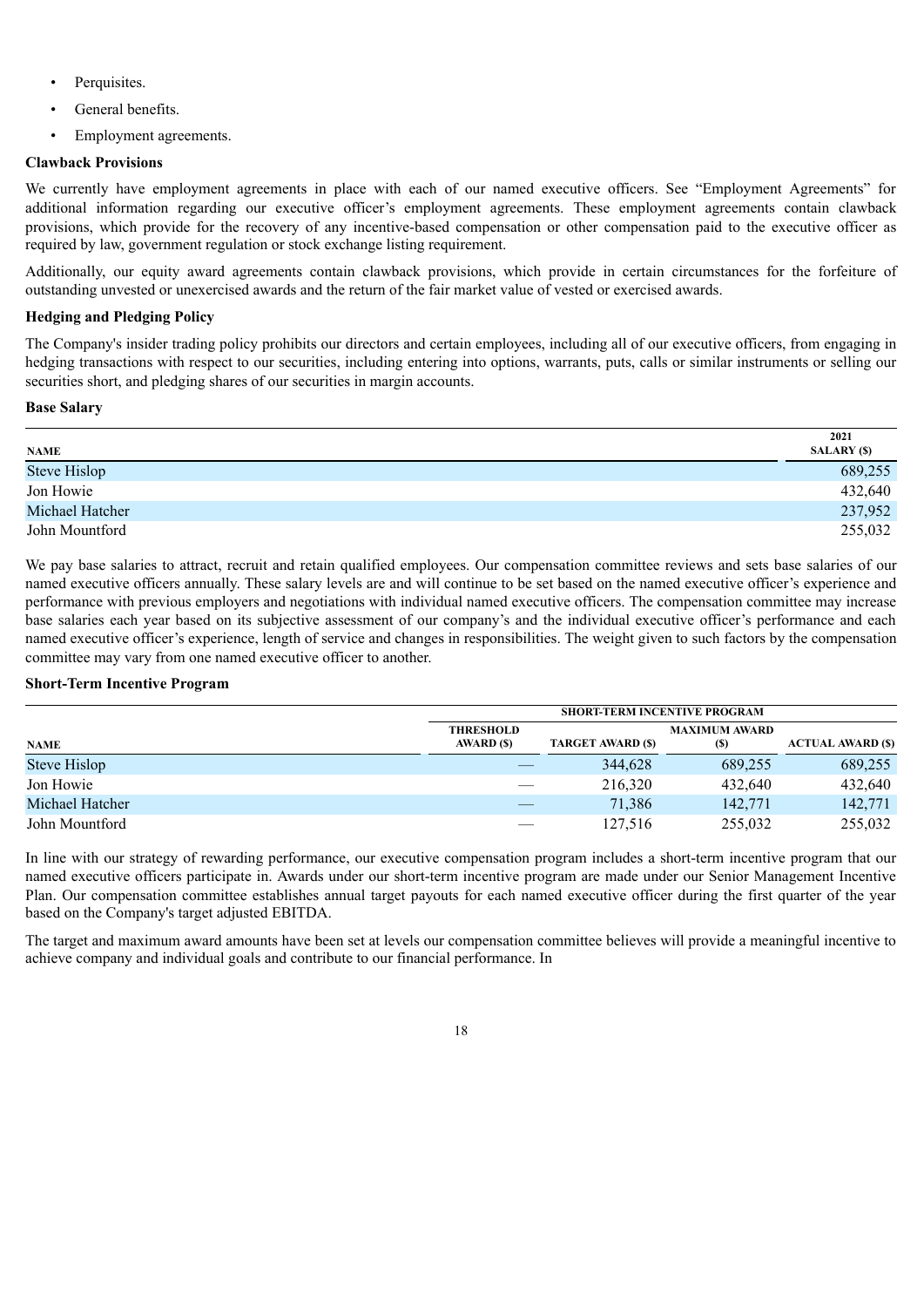- Perquisites.
- General benefits.
- Employment agreements.

**Clawback Provisions**

We currently have employment agreements in place with each of our named executive officers. See “Employment Agreements” for additional information regarding our executive officer’s employment agreements. These employment agreements contain clawback provisions, which provide for the recovery of any incentive-based compensation or other compensation paid to the executive officer as required by law, government regulation or stock exchange listing requirement.

Additionally, our equity award agreements contain clawback provisions, which provide in certain circumstances for the forfeiture of outstanding unvested or unexercised awards and the return of the fair market value of vested or exercised awards.

**Hedging and Pledging Policy**

The Company's insider trading policy prohibits our directors and certain employees, including all of our executive officers, from engaging in hedging transactions with respect to our securities, including entering into options, warrants, puts, calls or similar instruments or selling our securities short, and pledging shares of our securities in margin accounts.

**Base Salary**

| NAME | 2021 SALARY ($) |
|---|---|
| Steve Hislop | 689,255 |
| Jon Howie | 432,640 |
| Michael Hatcher | 237,952 |
| John Mountford | 255,032 |

We pay base salaries to attract, recruit and retain qualified employees. Our compensation committee reviews and sets base salaries of our named executive officers annually. These salary levels are and will continue to be set based on the named executive officer’s experience and performance with previous employers and negotiations with individual named executive officers. The compensation committee may increase base salaries each year based on its subjective assessment of our company’s and the individual executive officer’s performance and each named executive officer’s experience, length of service and changes in responsibilities. The weight given to such factors by the compensation committee may vary from one named executive officer to another.

**Short-Term Incentive Program**

| | SHORT-TERM INCENTIVE PROGRAM | | | |
|---|---|---|---|---|
| NAME | THRESHOLD AWARD ($) | TARGET AWARD ($) | MAXIMUM AWARD ($) | ACTUAL AWARD ($) |
| Steve Hislop | — | 344,628 | 689,255 | 689,255 |
| Jon Howie | — | 216,320 | 432,640 | 432,640 |
| Michael Hatcher | — | 71,386 | 142,771 | 142,771 |
| John Mountford | — | 127,516 | 255,032 | 255,032 |

In line with our strategy of rewarding performance, our executive compensation program includes a short-term incentive program that our named executive officers participate in. Awards under our short-term incentive program are made under our Senior Management Incentive Plan. Our compensation committee establishes annual target payouts for each named executive officer during the first quarter of the year based on the Company's target adjusted EBITDA.

The target and maximum award amounts have been set at levels our compensation committee believes will provide a meaningful incentive to achieve company and individual goals and contribute to our financial performance. In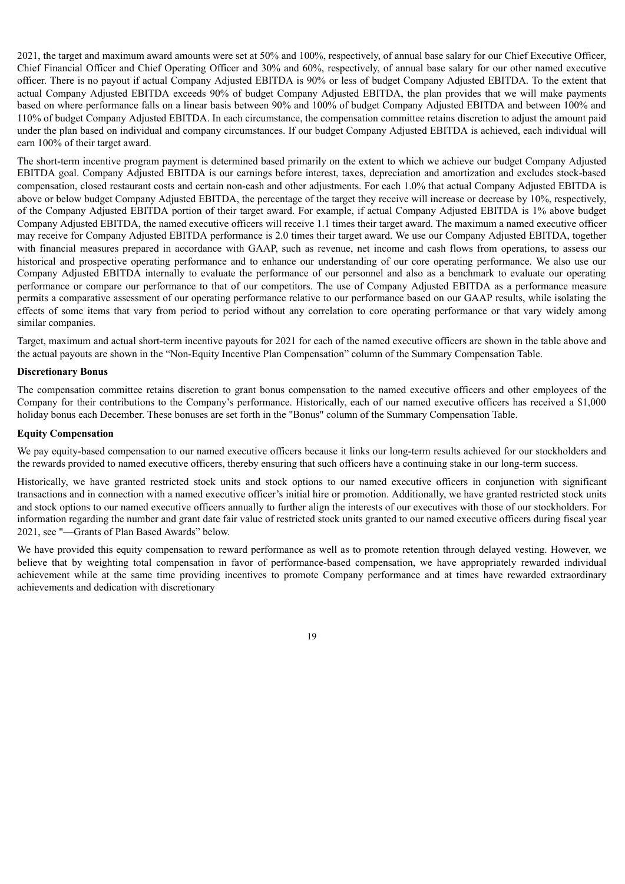2021, the target and maximum award amounts were set at 50% and 100%, respectively, of annual base salary for our Chief Executive Officer, Chief Financial Officer and Chief Operating Officer and 30% and 60%, respectively, of annual base salary for our other named executive officer. There is no payout if actual Company Adjusted EBITDA is 90% or less of budget Company Adjusted EBITDA. To the extent that actual Company Adjusted EBITDA exceeds 90% of budget Company Adjusted EBITDA, the plan provides that we will make payments based on where performance falls on a linear basis between 90% and 100% of budget Company Adjusted EBITDA and between 100% and 110% of budget Company Adjusted EBITDA. In each circumstance, the compensation committee retains discretion to adjust the amount paid under the plan based on individual and company circumstances. If our budget Company Adjusted EBITDA is achieved, each individual will earn 100% of their target award.

The short-term incentive program payment is determined based primarily on the extent to which we achieve our budget Company Adjusted EBITDA goal. Company Adjusted EBITDA is our earnings before interest, taxes, depreciation and amortization and excludes stock-based compensation, closed restaurant costs and certain non-cash and other adjustments. For each 1.0% that actual Company Adjusted EBITDA is above or below budget Company Adjusted EBITDA, the percentage of the target they receive will increase or decrease by 10%, respectively, of the Company Adjusted EBITDA portion of their target award. For example, if actual Company Adjusted EBITDA is 1% above budget Company Adjusted EBITDA, the named executive officers will receive 1.1 times their target award. The maximum a named executive officer may receive for Company Adjusted EBITDA performance is 2.0 times their target award. We use our Company Adjusted EBITDA, together with financial measures prepared in accordance with GAAP, such as revenue, net income and cash flows from operations, to assess our historical and prospective operating performance and to enhance our understanding of our core operating performance. We also use our Company Adjusted EBITDA internally to evaluate the performance of our personnel and also as a benchmark to evaluate our operating performance or compare our performance to that of our competitors. The use of Company Adjusted EBITDA as a performance measure permits a comparative assessment of our operating performance relative to our performance based on our GAAP results, while isolating the effects of some items that vary from period to period without any correlation to core operating performance or that vary widely among similar companies.

Target, maximum and actual short-term incentive payouts for 2021 for each of the named executive officers are shown in the table above and the actual payouts are shown in the "Non-Equity Incentive Plan Compensation" column of the Summary Compensation Table.

**Discretionary Bonus**

The compensation committee retains discretion to grant bonus compensation to the named executive officers and other employees of the Company for their contributions to the Company's performance. Historically, each of our named executive officers has received a $1,000 holiday bonus each December. These bonuses are set forth in the "Bonus" column of the Summary Compensation Table.

**Equity Compensation**

We pay equity-based compensation to our named executive officers because it links our long-term results achieved for our stockholders and the rewards provided to named executive officers, thereby ensuring that such officers have a continuing stake in our long-term success.

Historically, we have granted restricted stock units and stock options to our named executive officers in conjunction with significant transactions and in connection with a named executive officer's initial hire or promotion. Additionally, we have granted restricted stock units and stock options to our named executive officers annually to further align the interests of our executives with those of our stockholders. For information regarding the number and grant date fair value of restricted stock units granted to our named executive officers during fiscal year 2021, see "—Grants of Plan Based Awards" below.

We have provided this equity compensation to reward performance as well as to promote retention through delayed vesting. However, we believe that by weighting total compensation in favor of performance-based compensation, we have appropriately rewarded individual achievement while at the same time providing incentives to promote Company performance and at times have rewarded extraordinary achievements and dedication with discretionary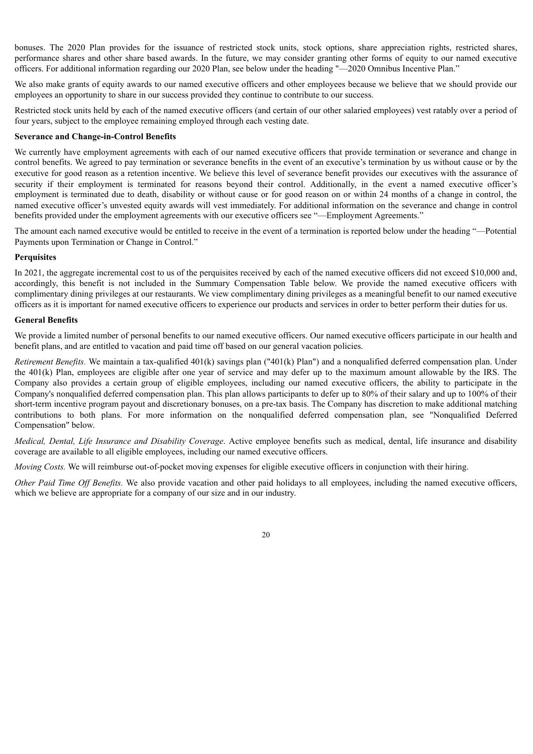bonuses. The 2020 Plan provides for the issuance of restricted stock units, stock options, share appreciation rights, restricted shares, performance shares and other share based awards. In the future, we may consider granting other forms of equity to our named executive officers. For additional information regarding our 2020 Plan, see below under the heading "—2020 Omnibus Incentive Plan."

We also make grants of equity awards to our named executive officers and other employees because we believe that we should provide our employees an opportunity to share in our success provided they continue to contribute to our success.

Restricted stock units held by each of the named executive officers (and certain of our other salaried employees) vest ratably over a period of four years, subject to the employee remaining employed through each vesting date.

**Severance and Change-in-Control Benefits**

We currently have employment agreements with each of our named executive officers that provide termination or severance and change in control benefits. We agreed to pay termination or severance benefits in the event of an executive's termination by us without cause or by the executive for good reason as a retention incentive. We believe this level of severance benefit provides our executives with the assurance of security if their employment is terminated for reasons beyond their control. Additionally, in the event a named executive officer's employment is terminated due to death, disability or without cause or for good reason on or within 24 months of a change in control, the named executive officer's unvested equity awards will vest immediately. For additional information on the severance and change in control benefits provided under the employment agreements with our executive officers see "—Employment Agreements."

The amount each named executive would be entitled to receive in the event of a termination is reported below under the heading "—Potential Payments upon Termination or Change in Control."

**Perquisites**

In 2021, the aggregate incremental cost to us of the perquisites received by each of the named executive officers did not exceed \$10,000 and, accordingly, this benefit is not included in the Summary Compensation Table below. We provide the named executive officers with complimentary dining privileges at our restaurants. We view complimentary dining privileges as a meaningful benefit to our named executive officers as it is important for named executive officers to experience our products and services in order to better perform their duties for us.

**General Benefits**

We provide a limited number of personal benefits to our named executive officers. Our named executive officers participate in our health and benefit plans, and are entitled to vacation and paid time off based on our general vacation policies.

*Retirement Benefits.* We maintain a tax-qualified 401(k) savings plan ("401(k) Plan") and a nonqualified deferred compensation plan. Under the 401(k) Plan, employees are eligible after one year of service and may defer up to the maximum amount allowable by the IRS. The Company also provides a certain group of eligible employees, including our named executive officers, the ability to participate in the Company's nonqualified deferred compensation plan. This plan allows participants to defer up to 80% of their salary and up to 100% of their short-term incentive program payout and discretionary bonuses, on a pre-tax basis. The Company has discretion to make additional matching contributions to both plans. For more information on the nonqualified deferred compensation plan, see "Nonqualified Deferred Compensation" below.

*Medical, Dental, Life Insurance and Disability Coverage*. Active employee benefits such as medical, dental, life insurance and disability coverage are available to all eligible employees, including our named executive officers.

*Moving Costs.* We will reimburse out-of-pocket moving expenses for eligible executive officers in conjunction with their hiring.

*Other Paid Time Off Benefits.* We also provide vacation and other paid holidays to all employees, including the named executive officers, which we believe are appropriate for a company of our size and in our industry.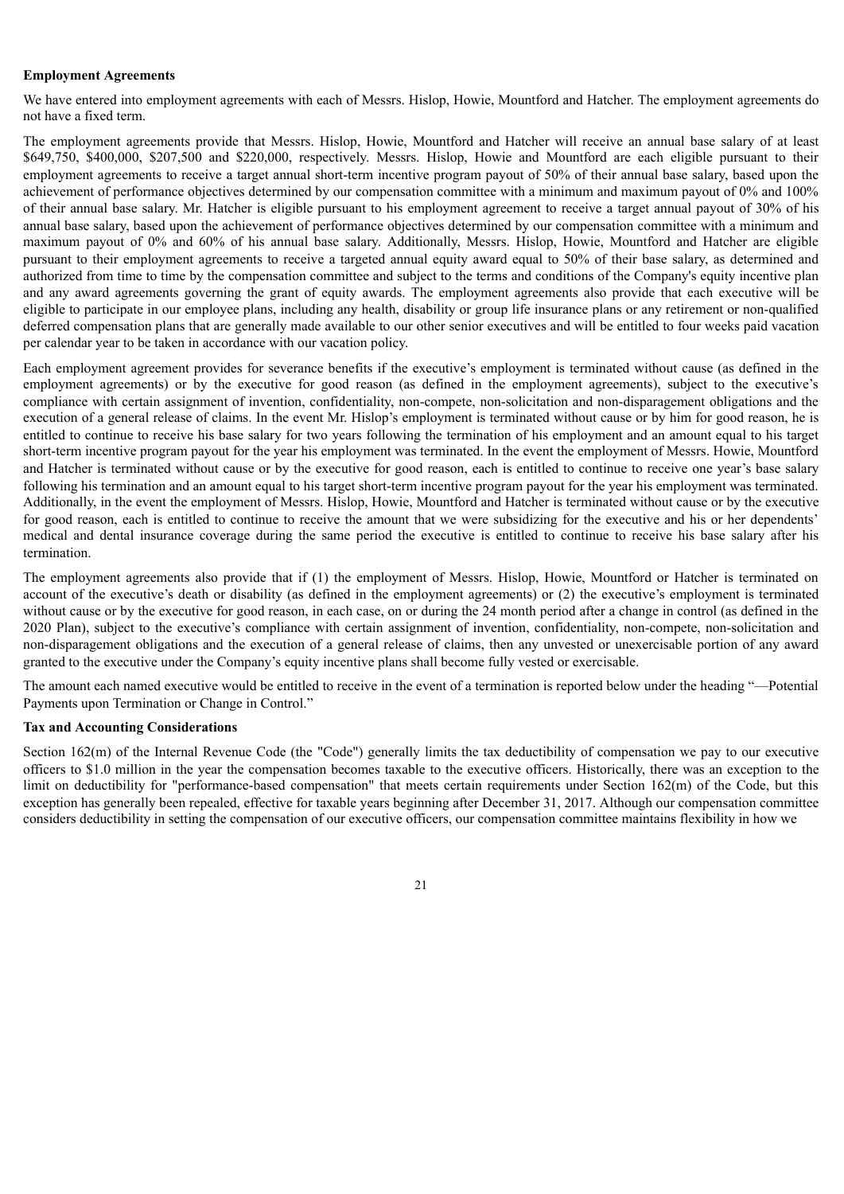**Employment Agreements**

We have entered into employment agreements with each of Messrs. Hislop, Howie, Mountford and Hatcher. The employment agreements do not have a fixed term.

The employment agreements provide that Messrs. Hislop, Howie, Mountford and Hatcher will receive an annual base salary of at least $649,750, $400,000, $207,500 and $220,000, respectively. Messrs. Hislop, Howie and Mountford are each eligible pursuant to their employment agreements to receive a target annual short-term incentive program payout of 50% of their annual base salary, based upon the achievement of performance objectives determined by our compensation committee with a minimum and maximum payout of 0% and 100% of their annual base salary. Mr. Hatcher is eligible pursuant to his employment agreement to receive a target annual payout of 30% of his annual base salary, based upon the achievement of performance objectives determined by our compensation committee with a minimum and maximum payout of 0% and 60% of his annual base salary. Additionally, Messrs. Hislop, Howie, Mountford and Hatcher are eligible pursuant to their employment agreements to receive a targeted annual equity award equal to 50% of their base salary, as determined and authorized from time to time by the compensation committee and subject to the terms and conditions of the Company's equity incentive plan and any award agreements governing the grant of equity awards. The employment agreements also provide that each executive will be eligible to participate in our employee plans, including any health, disability or group life insurance plans or any retirement or non-qualified deferred compensation plans that are generally made available to our other senior executives and will be entitled to four weeks paid vacation per calendar year to be taken in accordance with our vacation policy.

Each employment agreement provides for severance benefits if the executive's employment is terminated without cause (as defined in the employment agreements) or by the executive for good reason (as defined in the employment agreements), subject to the executive's compliance with certain assignment of invention, confidentiality, non-compete, non-solicitation and non-disparagement obligations and the execution of a general release of claims. In the event Mr. Hislop's employment is terminated without cause or by him for good reason, he is entitled to continue to receive his base salary for two years following the termination of his employment and an amount equal to his target short-term incentive program payout for the year his employment was terminated. In the event the employment of Messrs. Howie, Mountford and Hatcher is terminated without cause or by the executive for good reason, each is entitled to continue to receive one year's base salary following his termination and an amount equal to his target short-term incentive program payout for the year his employment was terminated. Additionally, in the event the employment of Messrs. Hislop, Howie, Mountford and Hatcher is terminated without cause or by the executive for good reason, each is entitled to continue to receive the amount that we were subsidizing for the executive and his or her dependents' medical and dental insurance coverage during the same period the executive is entitled to continue to receive his base salary after his termination.

The employment agreements also provide that if (1) the employment of Messrs. Hislop, Howie, Mountford or Hatcher is terminated on account of the executive's death or disability (as defined in the employment agreements) or (2) the executive's employment is terminated without cause or by the executive for good reason, in each case, on or during the 24 month period after a change in control (as defined in the 2020 Plan), subject to the executive's compliance with certain assignment of invention, confidentiality, non-compete, non-solicitation and non-disparagement obligations and the execution of a general release of claims, then any unvested or unexercisable portion of any award granted to the executive under the Company's equity incentive plans shall become fully vested or exercisable.

The amount each named executive would be entitled to receive in the event of a termination is reported below under the heading "—Potential Payments upon Termination or Change in Control."

**Tax and Accounting Considerations**

Section 162(m) of the Internal Revenue Code (the "Code") generally limits the tax deductibility of compensation we pay to our executive officers to $1.0 million in the year the compensation becomes taxable to the executive officers. Historically, there was an exception to the limit on deductibility for "performance-based compensation" that meets certain requirements under Section 162(m) of the Code, but this exception has generally been repealed, effective for taxable years beginning after December 31, 2017. Although our compensation committee considers deductibility in setting the compensation of our executive officers, our compensation committee maintains flexibility in how we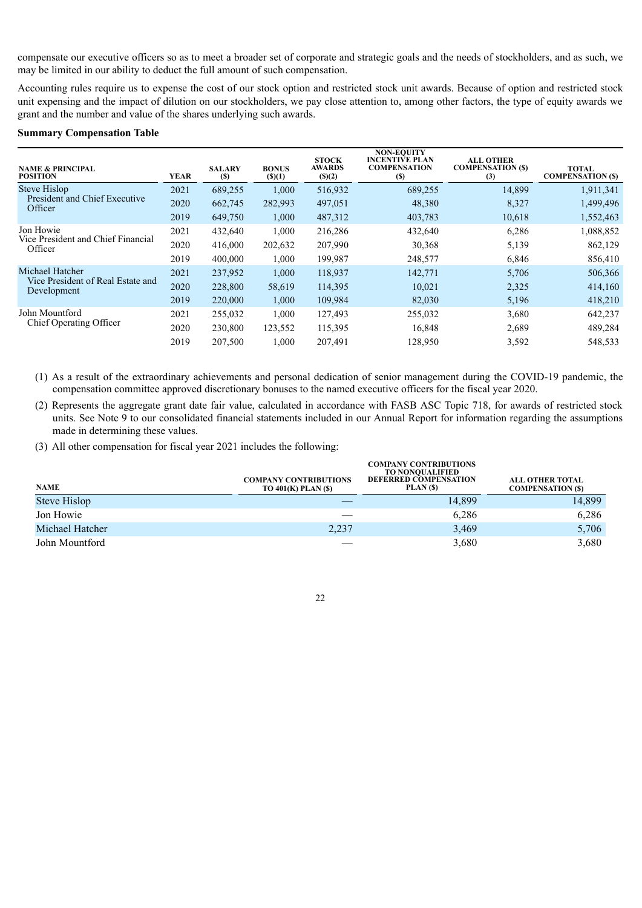compensate our executive officers so as to meet a broader set of corporate and strategic goals and the needs of stockholders, and as such, we may be limited in our ability to deduct the full amount of such compensation.

Accounting rules require us to expense the cost of our stock option and restricted stock unit awards. Because of option and restricted stock unit expensing and the impact of dilution on our stockholders, we pay close attention to, among other factors, the type of equity awards we grant and the number and value of the shares underlying such awards.

**Summary Compensation Table**

| NAME & PRINCIPAL POSITION | YEAR | SALARY ($) | BONUS ($)(1) | STOCK AWARDS ($)(2) | NON-EQUITY INCENTIVE PLAN COMPENSATION ($) | ALL OTHER COMPENSATION ($) (3) | TOTAL COMPENSATION ($) |
|---|---|---|---|---|---|---|---|
| Steve Hislop<br>President and Chief Executive Officer | 2021 | 689,255 | 1,000 | 516,932 | 689,255 | 14,899 | 1,911,341 |
| | 2020 | 662,745 | 282,993 | 497,051 | 48,380 | 8,327 | 1,499,496 |
| | 2019 | 649,750 | 1,000 | 487,312 | 403,783 | 10,618 | 1,552,463 |
| Jon Howie<br>Vice President and Chief Financial Officer | 2021 | 432,640 | 1,000 | 216,286 | 432,640 | 6,286 | 1,088,852 |
| | 2020 | 416,000 | 202,632 | 207,990 | 30,368 | 5,139 | 862,129 |
| | 2019 | 400,000 | 1,000 | 199,987 | 248,577 | 6,846 | 856,410 |
| Michael Hatcher<br>Vice President of Real Estate and Development | 2021 | 237,952 | 1,000 | 118,937 | 142,771 | 5,706 | 506,366 |
| | 2020 | 228,800 | 58,619 | 114,395 | 10,021 | 2,325 | 414,160 |
| | 2019 | 220,000 | 1,000 | 109,984 | 82,030 | 5,196 | 418,210 |
| John Mountford<br>Chief Operating Officer | 2021 | 255,032 | 1,000 | 127,493 | 255,032 | 3,680 | 642,237 |
| | 2020 | 230,800 | 123,552 | 115,395 | 16,848 | 2,689 | 489,284 |
| | 2019 | 207,500 | 1,000 | 207,491 | 128,950 | 3,592 | 548,533 |

(1) As a result of the extraordinary achievements and personal dedication of senior management during the COVID-19 pandemic, the compensation committee approved discretionary bonuses to the named executive officers for the fiscal year 2020.

(2) Represents the aggregate grant date fair value, calculated in accordance with FASB ASC Topic 718, for awards of restricted stock units. See Note 9 to our consolidated financial statements included in our Annual Report for information regarding the assumptions made in determining these values.

(3) All other compensation for fiscal year 2021 includes the following:

| NAME | COMPANY CONTRIBUTIONS TO 401(K) PLAN ($) | COMPANY CONTRIBUTIONS TO NONQUALIFIED DEFERRED COMPENSATION PLAN ($) | ALL OTHER TOTAL COMPENSATION ($) |
|---|---|---|---|
| Steve Hislop | — | 14,899 | 14,899 |
| Jon Howie | — | 6,286 | 6,286 |
| Michael Hatcher | 2,237 | 3,469 | 5,706 |
| John Mountford | — | 3,680 | 3,680 |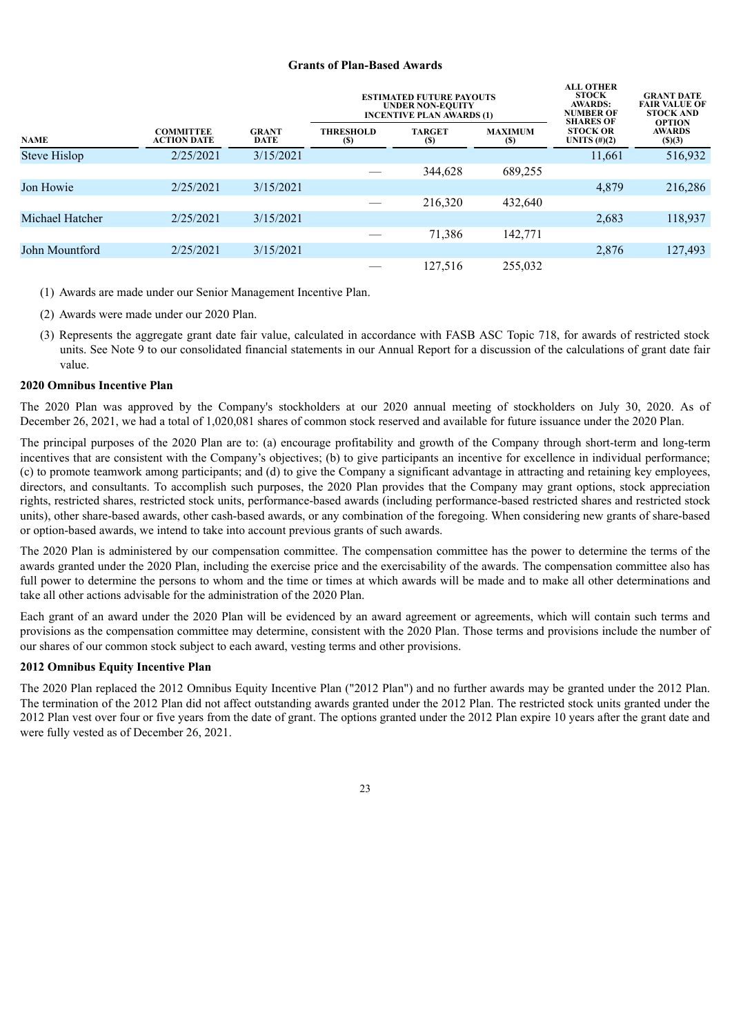## Grants of Plan-Based Awards

| NAME | COMMITTEE ACTION DATE | GRANT DATE | ESTIMATED FUTURE PAYOUTS UNDER NON-EQUITY INCENTIVE PLAN AWARDS (1) | | | ALL OTHER STOCK AWARDS: NUMBER OF SHARES OF STOCK OR UNITS (#)(2) | GRANT DATE FAIR VALUE OF STOCK AND OPTION AWARDS ($)(3) |
|---|---|---|---|---|---|---|---|
| | | | THRESHOLD ($) | TARGET ($) | MAXIMUM ($) | | |
| Steve Hislop | 2/25/2021 | 3/15/2021 | | | | 11,661 | 516,932 |
| | | | — | 344,628 | 689,255 | | |
| Jon Howie | 2/25/2021 | 3/15/2021 | | | | 4,879 | 216,286 |
| | | | — | 216,320 | 432,640 | | |
| Michael Hatcher | 2/25/2021 | 3/15/2021 | | | | 2,683 | 118,937 |
| | | | — | 71,386 | 142,771 | | |
| John Mountford | 2/25/2021 | 3/15/2021 | | | | 2,876 | 127,493 |
| | | | — | 127,516 | 255,032 | | |

(1) Awards are made under our Senior Management Incentive Plan.

(2) Awards were made under our 2020 Plan.

(3) Represents the aggregate grant date fair value, calculated in accordance with FASB ASC Topic 718, for awards of restricted stock units. See Note 9 to our consolidated financial statements in our Annual Report for a discussion of the calculations of grant date fair value.

**2020 Omnibus Incentive Plan**

The 2020 Plan was approved by the Company's stockholders at our 2020 annual meeting of stockholders on July 30, 2020. As of December 26, 2021, we had a total of 1,020,081 shares of common stock reserved and available for future issuance under the 2020 Plan.

The principal purposes of the 2020 Plan are to: (a) encourage profitability and growth of the Company through short-term and long-term incentives that are consistent with the Company's objectives; (b) to give participants an incentive for excellence in individual performance; (c) to promote teamwork among participants; and (d) to give the Company a significant advantage in attracting and retaining key employees, directors, and consultants. To accomplish such purposes, the 2020 Plan provides that the Company may grant options, stock appreciation rights, restricted shares, restricted stock units, performance-based awards (including performance-based restricted shares and restricted stock units), other share-based awards, other cash-based awards, or any combination of the foregoing. When considering new grants of share-based or option-based awards, we intend to take into account previous grants of such awards.

The 2020 Plan is administered by our compensation committee. The compensation committee has the power to determine the terms of the awards granted under the 2020 Plan, including the exercise price and the exercisability of the awards. The compensation committee also has full power to determine the persons to whom and the time or times at which awards will be made and to make all other determinations and take all other actions advisable for the administration of the 2020 Plan.

Each grant of an award under the 2020 Plan will be evidenced by an award agreement or agreements, which will contain such terms and provisions as the compensation committee may determine, consistent with the 2020 Plan. Those terms and provisions include the number of our shares of our common stock subject to each award, vesting terms and other provisions.

**2012 Omnibus Equity Incentive Plan**

The 2020 Plan replaced the 2012 Omnibus Equity Incentive Plan ("2012 Plan") and no further awards may be granted under the 2012 Plan. The termination of the 2012 Plan did not affect outstanding awards granted under the 2012 Plan. The restricted stock units granted under the 2012 Plan vest over four or five years from the date of grant. The options granted under the 2012 Plan expire 10 years after the grant date and were fully vested as of December 26, 2021.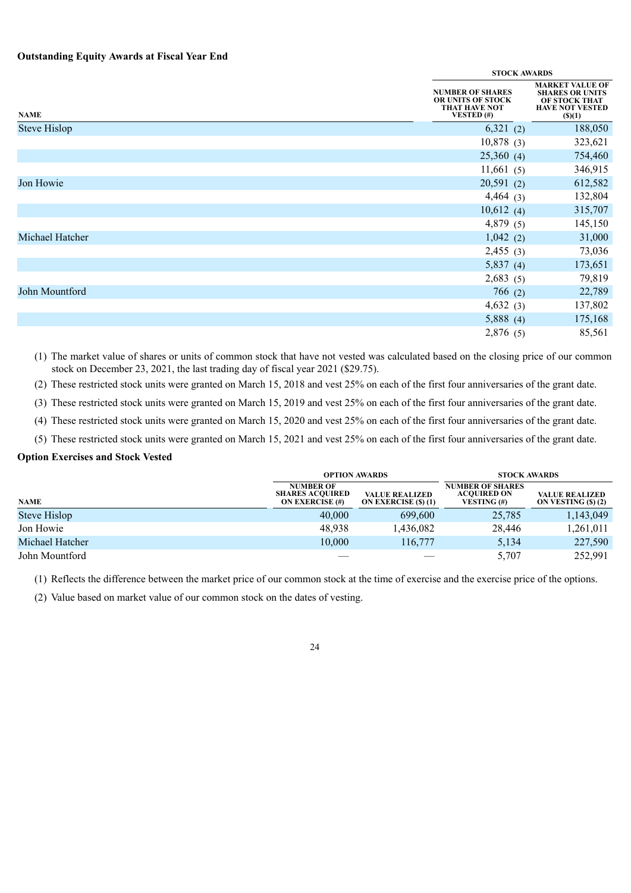**Outstanding Equity Awards at Fiscal Year End**

| | STOCK AWARDS | |
|---|---|---|
| NAME | NUMBER OF SHARES OR UNITS OF STOCK THAT HAVE NOT VESTED (#) | MARKET VALUE OF SHARES OR UNITS OF STOCK THAT HAVE NOT VESTED ($)(1) |
| Steve Hislop | 6,321 (2) | 188,050 |
| | 10,878 (3) | 323,621 |
| | 25,360 (4) | 754,460 |
| | 11,661 (5) | 346,915 |
| Jon Howie | 20,591 (2) | 612,582 |
| | 4,464 (3) | 132,804 |
| | 10,612 (4) | 315,707 |
| | 4,879 (5) | 145,150 |
| Michael Hatcher | 1,042 (2) | 31,000 |
| | 2,455 (3) | 73,036 |
| | 5,837 (4) | 173,651 |
| | 2,683 (5) | 79,819 |
| John Mountford | 766 (2) | 22,789 |
| | 4,632 (3) | 137,802 |
| | 5,888 (4) | 175,168 |
| | 2,876 (5) | 85,561 |

(1) The market value of shares or units of common stock that have not vested was calculated based on the closing price of our common stock on December 23, 2021, the last trading day of fiscal year 2021 ($29.75).

(2) These restricted stock units were granted on March 15, 2018 and vest 25% on each of the first four anniversaries of the grant date.

(3) These restricted stock units were granted on March 15, 2019 and vest 25% on each of the first four anniversaries of the grant date.

(4) These restricted stock units were granted on March 15, 2020 and vest 25% on each of the first four anniversaries of the grant date.

(5) These restricted stock units were granted on March 15, 2021 and vest 25% on each of the first four anniversaries of the grant date.

**Option Exercises and Stock Vested**

| | OPTION AWARDS | | STOCK AWARDS | |
|---|---|---|---|---|
| NAME | NUMBER OF SHARES ACQUIRED ON EXERCISE (#) | VALUE REALIZED ON EXERCISE ($) (1) | NUMBER OF SHARES ACQUIRED ON VESTING (#) | VALUE REALIZED ON VESTING ($) (2) |
| Steve Hislop | 40,000 | 699,600 | 25,785 | 1,143,049 |
| Jon Howie | 48,938 | 1,436,082 | 28,446 | 1,261,011 |
| Michael Hatcher | 10,000 | 116,777 | 5,134 | 227,590 |
| John Mountford | — | — | 5,707 | 252,991 |

(1) Reflects the difference between the market price of our common stock at the time of exercise and the exercise price of the options.

(2) Value based on market value of our common stock on the dates of vesting.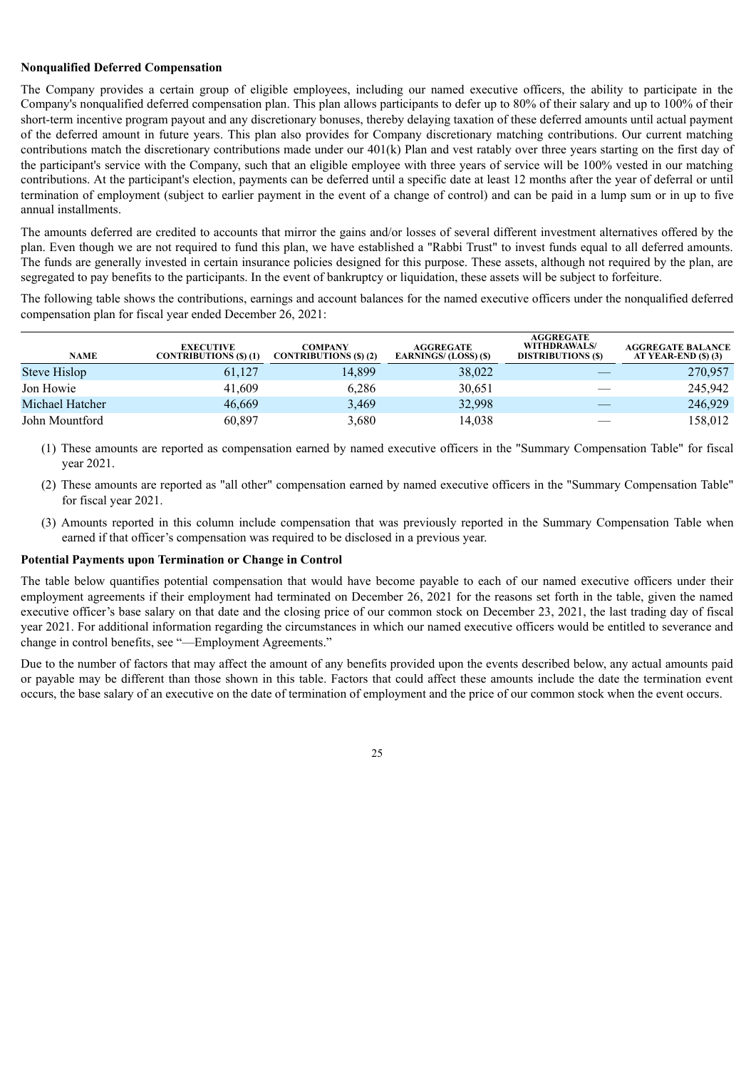**Nonqualified Deferred Compensation**

The Company provides a certain group of eligible employees, including our named executive officers, the ability to participate in the Company's nonqualified deferred compensation plan. This plan allows participants to defer up to 80% of their salary and up to 100% of their short-term incentive program payout and any discretionary bonuses, thereby delaying taxation of these deferred amounts until actual payment of the deferred amount in future years. This plan also provides for Company discretionary matching contributions. Our current matching contributions match the discretionary contributions made under our 401(k) Plan and vest ratably over three years starting on the first day of the participant's service with the Company, such that an eligible employee with three years of service will be 100% vested in our matching contributions. At the participant's election, payments can be deferred until a specific date at least 12 months after the year of deferral or until termination of employment (subject to earlier payment in the event of a change of control) and can be paid in a lump sum or in up to five annual installments.

The amounts deferred are credited to accounts that mirror the gains and/or losses of several different investment alternatives offered by the plan. Even though we are not required to fund this plan, we have established a "Rabbi Trust" to invest funds equal to all deferred amounts. The funds are generally invested in certain insurance policies designed for this purpose. These assets, although not required by the plan, are segregated to pay benefits to the participants. In the event of bankruptcy or liquidation, these assets will be subject to forfeiture.

The following table shows the contributions, earnings and account balances for the named executive officers under the nonqualified deferred compensation plan for fiscal year ended December 26, 2021:

| NAME | EXECUTIVE CONTRIBUTIONS ($) (1) | COMPANY CONTRIBUTIONS ($) (2) | AGGREGATE EARNINGS/ (LOSS) ($) | AGGREGATE WITHDRAWALS/ DISTRIBUTIONS ($) | AGGREGATE BALANCE AT YEAR-END ($) (3) |
|---|---|---|---|---|---|
| Steve Hislop | 61,127 | 14,899 | 38,022 | — | 270,957 |
| Jon Howie | 41,609 | 6,286 | 30,651 | — | 245,942 |
| Michael Hatcher | 46,669 | 3,469 | 32,998 | — | 246,929 |
| John Mountford | 60,897 | 3,680 | 14,038 | — | 158,012 |

(1) These amounts are reported as compensation earned by named executive officers in the "Summary Compensation Table" for fiscal year 2021.

(2) These amounts are reported as "all other" compensation earned by named executive officers in the "Summary Compensation Table" for fiscal year 2021.

(3) Amounts reported in this column include compensation that was previously reported in the Summary Compensation Table when earned if that officer's compensation was required to be disclosed in a previous year.

**Potential Payments upon Termination or Change in Control**

The table below quantifies potential compensation that would have become payable to each of our named executive officers under their employment agreements if their employment had terminated on December 26, 2021 for the reasons set forth in the table, given the named executive officer's base salary on that date and the closing price of our common stock on December 23, 2021, the last trading day of fiscal year 2021. For additional information regarding the circumstances in which our named executive officers would be entitled to severance and change in control benefits, see "—Employment Agreements."

Due to the number of factors that may affect the amount of any benefits provided upon the events described below, any actual amounts paid or payable may be different than those shown in this table. Factors that could affect these amounts include the date the termination event occurs, the base salary of an executive on the date of termination of employment and the price of our common stock when the event occurs.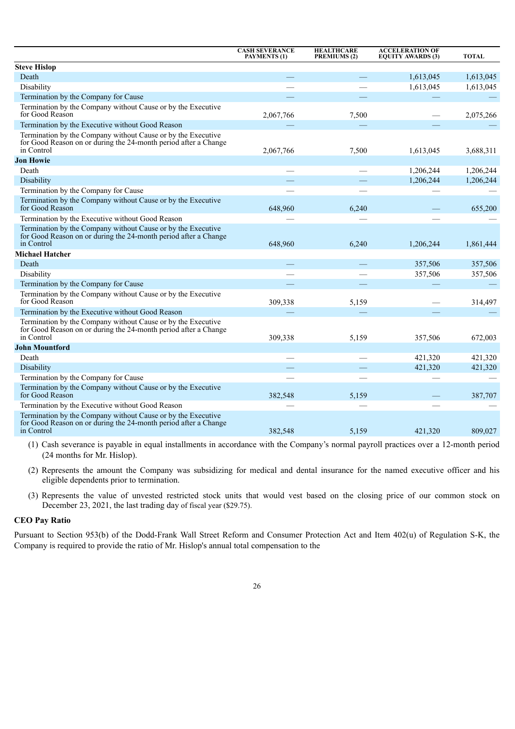| | CASH SEVERANCE PAYMENTS (1) | HEALTHCARE PREMIUMS (2) | ACCELERATION OF EQUITY AWARDS (3) | TOTAL |
|---|---|---|---|---|
| **Steve Hislop** | | | | |
| Death | — | — | 1,613,045 | 1,613,045 |
| Disability | — | — | 1,613,045 | 1,613,045 |
| Termination by the Company for Cause | — | — | — | — |
| Termination by the Company without Cause or by the Executive for Good Reason | 2,067,766 | 7,500 | — | 2,075,266 |
| Termination by the Executive without Good Reason | — | — | — | — |
| Termination by the Company without Cause or by the Executive for Good Reason on or during the 24-month period after a Change in Control | 2,067,766 | 7,500 | 1,613,045 | 3,688,311 |
| **Jon Howie** | | | | |
| Death | — | — | 1,206,244 | 1,206,244 |
| Disability | — | — | 1,206,244 | 1,206,244 |
| Termination by the Company for Cause | — | — | — | — |
| Termination by the Company without Cause or by the Executive for Good Reason | 648,960 | 6,240 | — | 655,200 |
| Termination by the Executive without Good Reason | — | — | — | — |
| Termination by the Company without Cause or by the Executive for Good Reason on or during the 24-month period after a Change in Control | 648,960 | 6,240 | 1,206,244 | 1,861,444 |
| **Michael Hatcher** | | | | |
| Death | — | — | 357,506 | 357,506 |
| Disability | — | — | 357,506 | 357,506 |
| Termination by the Company for Cause | — | — | — | — |
| Termination by the Company without Cause or by the Executive for Good Reason | 309,338 | 5,159 | — | 314,497 |
| Termination by the Executive without Good Reason | — | — | — | — |
| Termination by the Company without Cause or by the Executive for Good Reason on or during the 24-month period after a Change in Control | 309,338 | 5,159 | 357,506 | 672,003 |
| **John Mountford** | | | | |
| Death | — | — | 421,320 | 421,320 |
| Disability | — | — | 421,320 | 421,320 |
| Termination by the Company for Cause | — | — | — | — |
| Termination by the Company without Cause or by the Executive for Good Reason | 382,548 | 5,159 | — | 387,707 |
| Termination by the Executive without Good Reason | — | — | — | — |
| Termination by the Company without Cause or by the Executive for Good Reason on or during the 24-month period after a Change in Control | 382,548 | 5,159 | 421,320 | 809,027 |

(1) Cash severance is payable in equal installments in accordance with the Company's normal payroll practices over a 12-month period (24 months for Mr. Hislop).

(2) Represents the amount the Company was subsidizing for medical and dental insurance for the named executive officer and his eligible dependents prior to termination.

(3) Represents the value of unvested restricted stock units that would vest based on the closing price of our common stock on December 23, 2021, the last trading day of fiscal year ($29.75).

**CEO Pay Ratio**

Pursuant to Section 953(b) of the Dodd-Frank Wall Street Reform and Consumer Protection Act and Item 402(u) of Regulation S-K, the Company is required to provide the ratio of Mr. Hislop's annual total compensation to the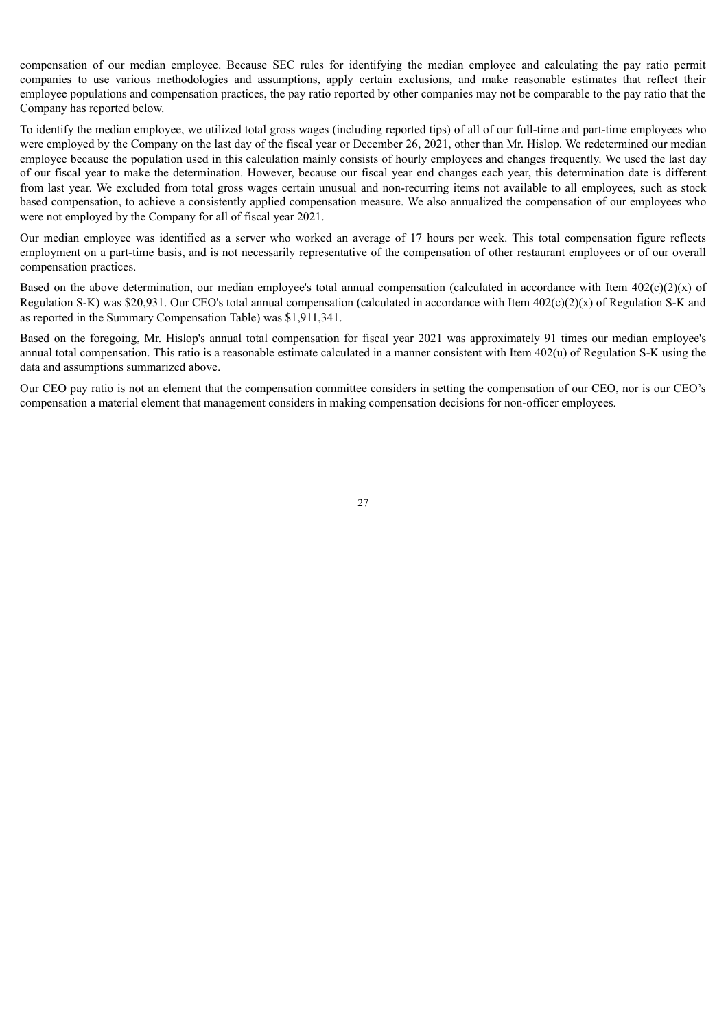compensation of our median employee. Because SEC rules for identifying the median employee and calculating the pay ratio permit companies to use various methodologies and assumptions, apply certain exclusions, and make reasonable estimates that reflect their employee populations and compensation practices, the pay ratio reported by other companies may not be comparable to the pay ratio that the Company has reported below.

To identify the median employee, we utilized total gross wages (including reported tips) of all of our full-time and part-time employees who were employed by the Company on the last day of the fiscal year or December 26, 2021, other than Mr. Hislop. We redetermined our median employee because the population used in this calculation mainly consists of hourly employees and changes frequently. We used the last day of our fiscal year to make the determination. However, because our fiscal year end changes each year, this determination date is different from last year. We excluded from total gross wages certain unusual and non-recurring items not available to all employees, such as stock based compensation, to achieve a consistently applied compensation measure. We also annualized the compensation of our employees who were not employed by the Company for all of fiscal year 2021.

Our median employee was identified as a server who worked an average of 17 hours per week. This total compensation figure reflects employment on a part-time basis, and is not necessarily representative of the compensation of other restaurant employees or of our overall compensation practices.

Based on the above determination, our median employee's total annual compensation (calculated in accordance with Item 402(c)(2)(x) of Regulation S-K) was $20,931. Our CEO's total annual compensation (calculated in accordance with Item 402(c)(2)(x) of Regulation S-K and as reported in the Summary Compensation Table) was $1,911,341.

Based on the foregoing, Mr. Hislop's annual total compensation for fiscal year 2021 was approximately 91 times our median employee's annual total compensation. This ratio is a reasonable estimate calculated in a manner consistent with Item 402(u) of Regulation S-K using the data and assumptions summarized above.

Our CEO pay ratio is not an element that the compensation committee considers in setting the compensation of our CEO, nor is our CEO's compensation a material element that management considers in making compensation decisions for non-officer employees.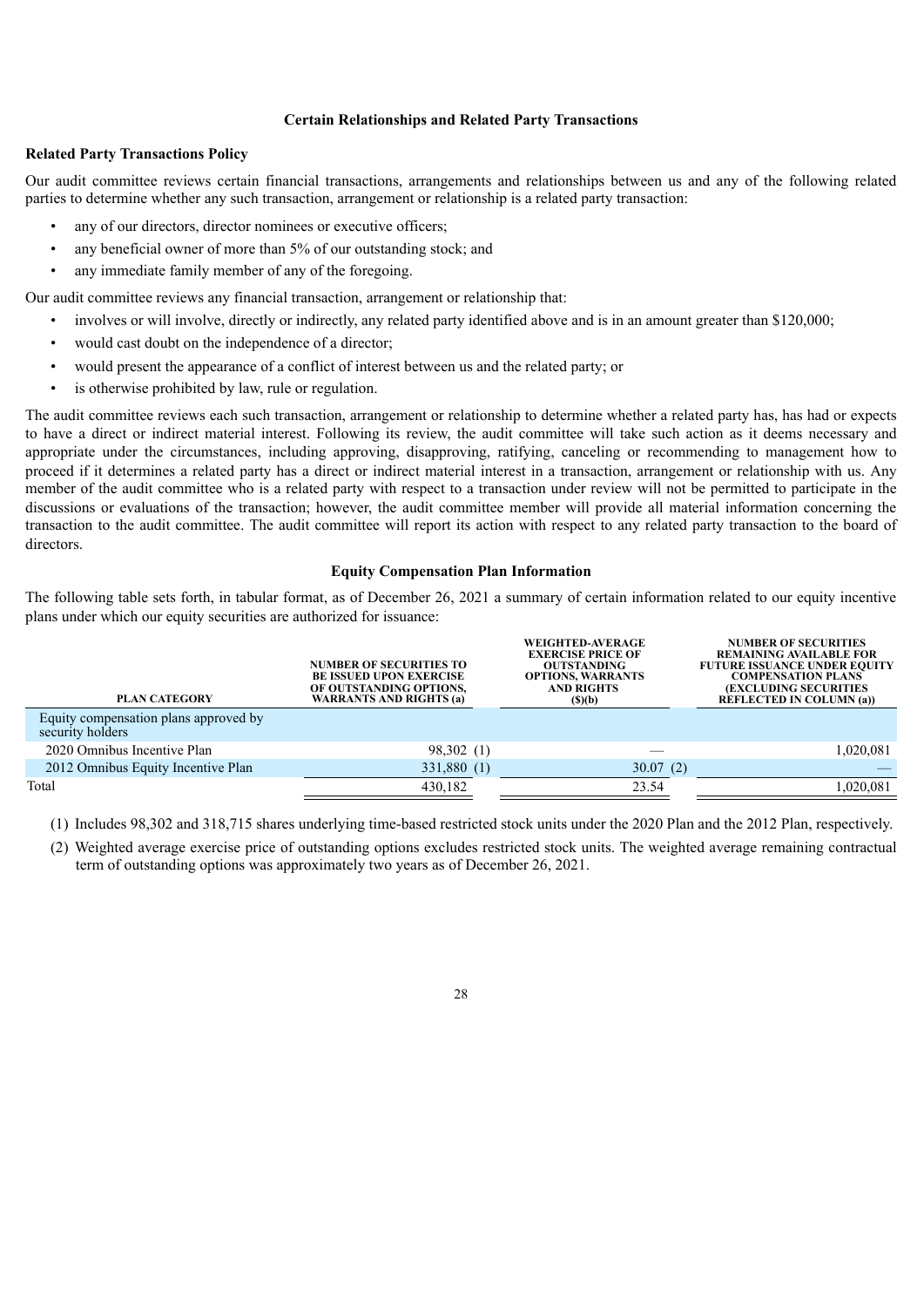## Certain Relationships and Related Party Transactions

### Related Party Transactions Policy

Our audit committee reviews certain financial transactions, arrangements and relationships between us and any of the following related parties to determine whether any such transaction, arrangement or relationship is a related party transaction:

- any of our directors, director nominees or executive officers;
- any beneficial owner of more than 5% of our outstanding stock; and
- any immediate family member of any of the foregoing.

Our audit committee reviews any financial transaction, arrangement or relationship that:

- involves or will involve, directly or indirectly, any related party identified above and is in an amount greater than $120,000;
- would cast doubt on the independence of a director;
- would present the appearance of a conflict of interest between us and the related party; or
- is otherwise prohibited by law, rule or regulation.

The audit committee reviews each such transaction, arrangement or relationship to determine whether a related party has, has had or expects to have a direct or indirect material interest. Following its review, the audit committee will take such action as it deems necessary and appropriate under the circumstances, including approving, disapproving, ratifying, canceling or recommending to management how to proceed if it determines a related party has a direct or indirect material interest in a transaction, arrangement or relationship with us. Any member of the audit committee who is a related party with respect to a transaction under review will not be permitted to participate in the discussions or evaluations of the transaction; however, the audit committee member will provide all material information concerning the transaction to the audit committee. The audit committee will report its action with respect to any related party transaction to the board of directors.

## Equity Compensation Plan Information

The following table sets forth, in tabular format, as of December 26, 2021 a summary of certain information related to our equity incentive plans under which our equity securities are authorized for issuance:

| PLAN CATEGORY | NUMBER OF SECURITIES TO BE ISSUED UPON EXERCISE OF OUTSTANDING OPTIONS, WARRANTS AND RIGHTS (a) | WEIGHTED-AVERAGE EXERCISE PRICE OF OUTSTANDING OPTIONS, WARRANTS AND RIGHTS ($)(b) | NUMBER OF SECURITIES REMAINING AVAILABLE FOR FUTURE ISSUANCE UNDER EQUITY COMPENSATION PLANS (EXCLUDING SECURITIES REFLECTED IN COLUMN (a)) |
|---|---|---|---|
| Equity compensation plans approved by security holders | | | |
| 2020 Omnibus Incentive Plan | 98,302 (1) | — | 1,020,081 |
| 2012 Omnibus Equity Incentive Plan | 331,880 (1) | 30.07 (2) | — |
| Total | 430,182 | 23.54 | 1,020,081 |

(1) Includes 98,302 and 318,715 shares underlying time-based restricted stock units under the 2020 Plan and the 2012 Plan, respectively.

(2) Weighted average exercise price of outstanding options excludes restricted stock units. The weighted average remaining contractual term of outstanding options was approximately two years as of December 26, 2021.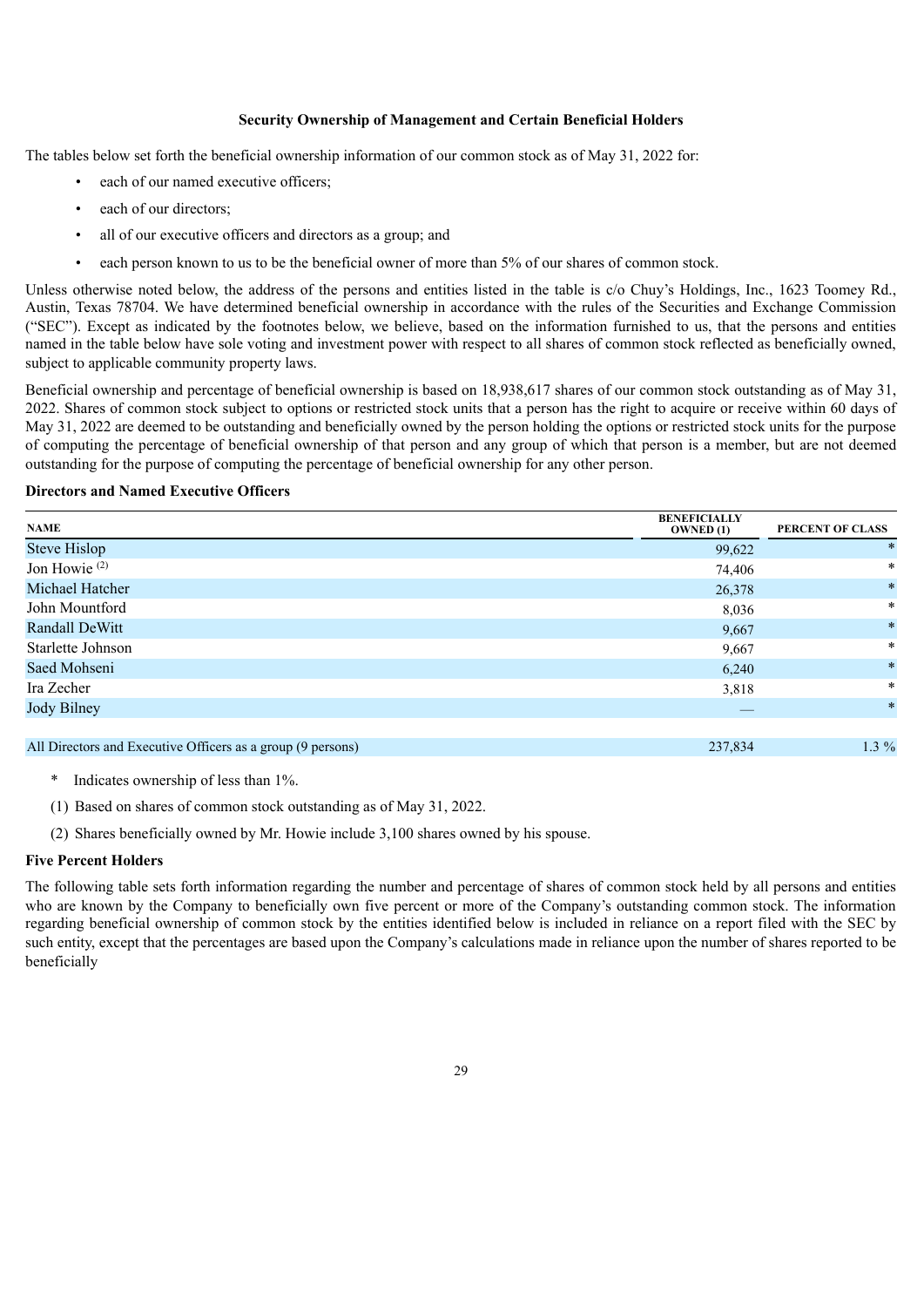### Security Ownership of Management and Certain Beneficial Holders

The tables below set forth the beneficial ownership information of our common stock as of May 31, 2022 for:

- each of our named executive officers;
- each of our directors;
- all of our executive officers and directors as a group; and
- each person known to us to be the beneficial owner of more than 5% of our shares of common stock.

Unless otherwise noted below, the address of the persons and entities listed in the table is c/o Chuy's Holdings, Inc., 1623 Toomey Rd., Austin, Texas 78704. We have determined beneficial ownership in accordance with the rules of the Securities and Exchange Commission ("SEC"). Except as indicated by the footnotes below, we believe, based on the information furnished to us, that the persons and entities named in the table below have sole voting and investment power with respect to all shares of common stock reflected as beneficially owned, subject to applicable community property laws.

Beneficial ownership and percentage of beneficial ownership is based on 18,938,617 shares of our common stock outstanding as of May 31, 2022. Shares of common stock subject to options or restricted stock units that a person has the right to acquire or receive within 60 days of May 31, 2022 are deemed to be outstanding and beneficially owned by the person holding the options or restricted stock units for the purpose of computing the percentage of beneficial ownership of that person and any group of which that person is a member, but are not deemed outstanding for the purpose of computing the percentage of beneficial ownership for any other person.

**Directors and Named Executive Officers**

| NAME | BENEFICIALLY OWNED (1) | PERCENT OF CLASS |
|---|---|---|
| Steve Hislop | 99,622 | * |
| Jon Howie (2) | 74,406 | * |
| Michael Hatcher | 26,378 | * |
| John Mountford | 8,036 | * |
| Randall DeWitt | 9,667 | * |
| Starlette Johnson | 9,667 | * |
| Saed Mohseni | 6,240 | * |
| Ira Zecher | 3,818 | * |
| Jody Bilney | — | * |
| All Directors and Executive Officers as a group (9 persons) | 237,834 | 1.3 % |

\* Indicates ownership of less than 1%.

(1) Based on shares of common stock outstanding as of May 31, 2022.

(2) Shares beneficially owned by Mr. Howie include 3,100 shares owned by his spouse.

**Five Percent Holders**

The following table sets forth information regarding the number and percentage of shares of common stock held by all persons and entities who are known by the Company to beneficially own five percent or more of the Company's outstanding common stock. The information regarding beneficial ownership of common stock by the entities identified below is included in reliance on a report filed with the SEC by such entity, except that the percentages are based upon the Company's calculations made in reliance upon the number of shares reported to be beneficially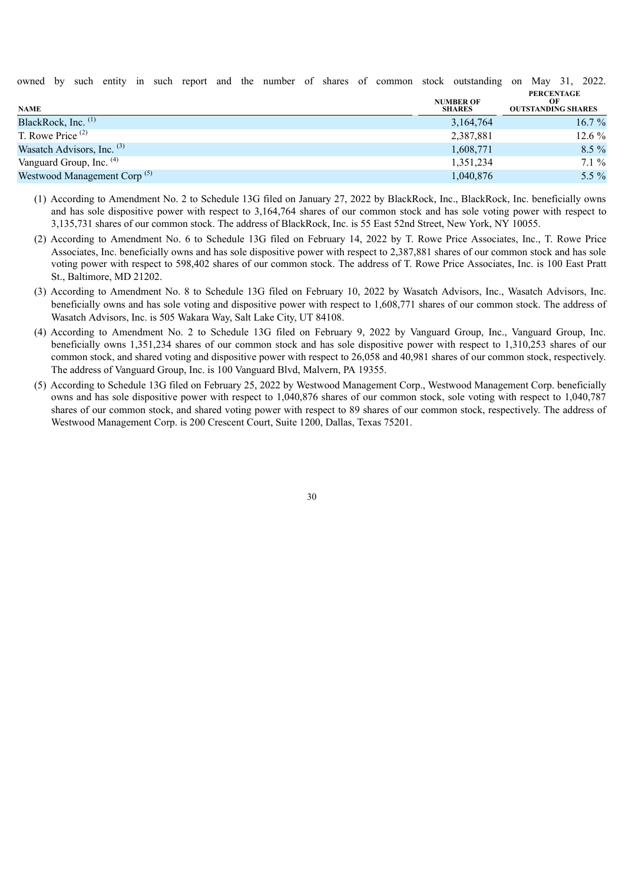owned by such entity in such report and the number of shares of common stock outstanding on May 31, 2022.

| NAME | NUMBER OF SHARES | PERCENTAGE OF OUTSTANDING SHARES |
|---|---|---|
| BlackRock, Inc. (1) | 3,164,764 | 16.7 % |
| T. Rowe Price (2) | 2,387,881 | 12.6 % |
| Wasatch Advisors, Inc. (3) | 1,608,771 | 8.5 % |
| Vanguard Group, Inc. (4) | 1,351,234 | 7.1 % |
| Westwood Management Corp (5) | 1,040,876 | 5.5 % |

(1) According to Amendment No. 2 to Schedule 13G filed on January 27, 2022 by BlackRock, Inc., BlackRock, Inc. beneficially owns and has sole dispositive power with respect to 3,164,764 shares of our common stock and has sole voting power with respect to 3,135,731 shares of our common stock. The address of BlackRock, Inc. is 55 East 52nd Street, New York, NY 10055.

(2) According to Amendment No. 6 to Schedule 13G filed on February 14, 2022 by T. Rowe Price Associates, Inc., T. Rowe Price Associates, Inc. beneficially owns and has sole dispositive power with respect to 2,387,881 shares of our common stock and has sole voting power with respect to 598,402 shares of our common stock. The address of T. Rowe Price Associates, Inc. is 100 East Pratt St., Baltimore, MD 21202.

(3) According to Amendment No. 8 to Schedule 13G filed on February 10, 2022 by Wasatch Advisors, Inc., Wasatch Advisors, Inc. beneficially owns and has sole voting and dispositive power with respect to 1,608,771 shares of our common stock. The address of Wasatch Advisors, Inc. is 505 Wakara Way, Salt Lake City, UT 84108.

(4) According to Amendment No. 2 to Schedule 13G filed on February 9, 2022 by Vanguard Group, Inc., Vanguard Group, Inc. beneficially owns 1,351,234 shares of our common stock and has sole dispositive power with respect to 1,310,253 shares of our common stock, and shared voting and dispositive power with respect to 26,058 and 40,981 shares of our common stock, respectively. The address of Vanguard Group, Inc. is 100 Vanguard Blvd, Malvern, PA 19355.

(5) According to Schedule 13G filed on February 25, 2022 by Westwood Management Corp., Westwood Management Corp. beneficially owns and has sole dispositive power with respect to 1,040,876 shares of our common stock, sole voting with respect to 1,040,787 shares of our common stock, and shared voting power with respect to 89 shares of our common stock, respectively. The address of Westwood Management Corp. is 200 Crescent Court, Suite 1200, Dallas, Texas 75201.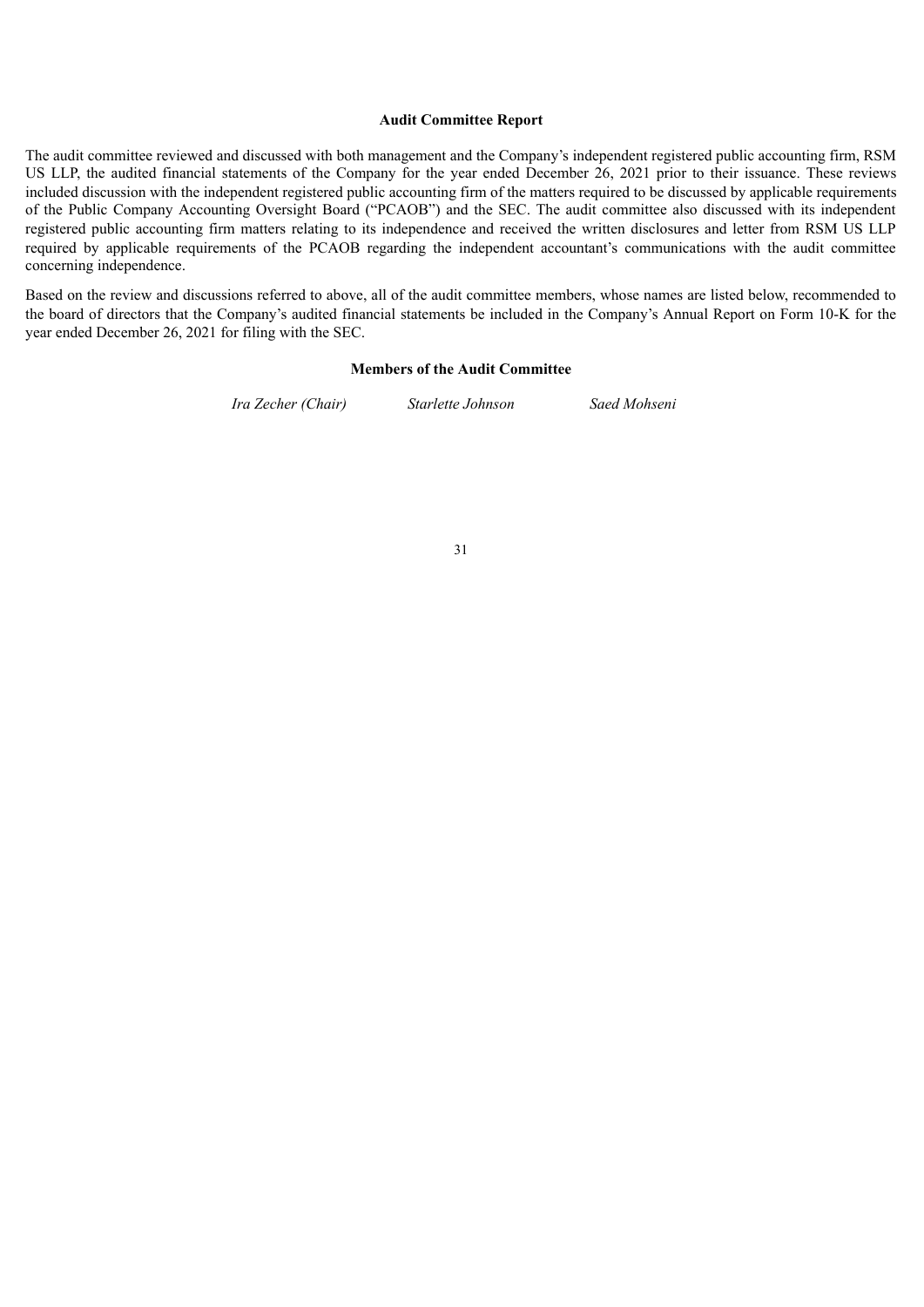## Audit Committee Report

The audit committee reviewed and discussed with both management and the Company's independent registered public accounting firm, RSM US LLP, the audited financial statements of the Company for the year ended December 26, 2021 prior to their issuance. These reviews included discussion with the independent registered public accounting firm of the matters required to be discussed by applicable requirements of the Public Company Accounting Oversight Board ("PCAOB") and the SEC. The audit committee also discussed with its independent registered public accounting firm matters relating to its independence and received the written disclosures and letter from RSM US LLP required by applicable requirements of the PCAOB regarding the independent accountant's communications with the audit committee concerning independence.

Based on the review and discussions referred to above, all of the audit committee members, whose names are listed below, recommended to the board of directors that the Company's audited financial statements be included in the Company's Annual Report on Form 10-K for the year ended December 26, 2021 for filing with the SEC.

**Members of the Audit Committee**

*Ira Zecher (Chair)* *Starlette Johnson* *Saed Mohseni*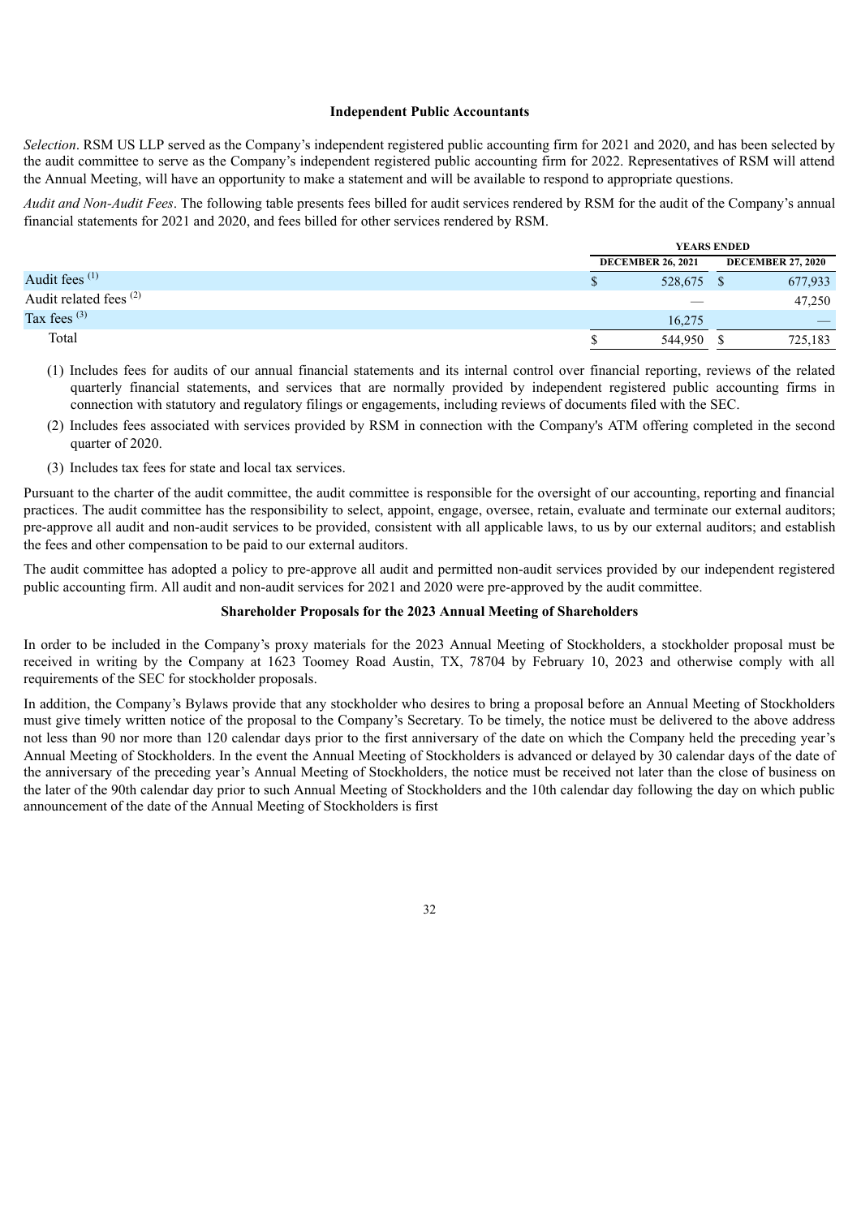## Independent Public Accountants

*Selection*. RSM US LLP served as the Company's independent registered public accounting firm for 2021 and 2020, and has been selected by the audit committee to serve as the Company's independent registered public accounting firm for 2022. Representatives of RSM will attend the Annual Meeting, will have an opportunity to make a statement and will be available to respond to appropriate questions.

*Audit and Non-Audit Fees*. The following table presents fees billed for audit services rendered by RSM for the audit of the Company's annual financial statements for 2021 and 2020, and fees billed for other services rendered by RSM.

| | YEARS ENDED | |
|---|---|---|
| | DECEMBER 26, 2021 | DECEMBER 27, 2020 |
| Audit fees (1) | $ 528,675 | $ 677,933 |
| Audit related fees (2) | — | 47,250 |
| Tax fees (3) | 16,275 | — |
| Total | $ 544,950 | $ 725,183 |

(1) Includes fees for audits of our annual financial statements and its internal control over financial reporting, reviews of the related quarterly financial statements, and services that are normally provided by independent registered public accounting firms in connection with statutory and regulatory filings or engagements, including reviews of documents filed with the SEC.

(2) Includes fees associated with services provided by RSM in connection with the Company's ATM offering completed in the second quarter of 2020.

(3) Includes tax fees for state and local tax services.

Pursuant to the charter of the audit committee, the audit committee is responsible for the oversight of our accounting, reporting and financial practices. The audit committee has the responsibility to select, appoint, engage, oversee, retain, evaluate and terminate our external auditors; pre-approve all audit and non-audit services to be provided, consistent with all applicable laws, to us by our external auditors; and establish the fees and other compensation to be paid to our external auditors.

The audit committee has adopted a policy to pre-approve all audit and permitted non-audit services provided by our independent registered public accounting firm. All audit and non-audit services for 2021 and 2020 were pre-approved by the audit committee.

## Shareholder Proposals for the 2023 Annual Meeting of Shareholders

In order to be included in the Company's proxy materials for the 2023 Annual Meeting of Stockholders, a stockholder proposal must be received in writing by the Company at 1623 Toomey Road Austin, TX, 78704 by February 10, 2023 and otherwise comply with all requirements of the SEC for stockholder proposals.

In addition, the Company's Bylaws provide that any stockholder who desires to bring a proposal before an Annual Meeting of Stockholders must give timely written notice of the proposal to the Company's Secretary. To be timely, the notice must be delivered to the above address not less than 90 nor more than 120 calendar days prior to the first anniversary of the date on which the Company held the preceding year's Annual Meeting of Stockholders. In the event the Annual Meeting of Stockholders is advanced or delayed by 30 calendar days of the date of the anniversary of the preceding year's Annual Meeting of Stockholders, the notice must be received not later than the close of business on the later of the 90th calendar day prior to such Annual Meeting of Stockholders and the 10th calendar day following the day on which public announcement of the date of the Annual Meeting of Stockholders is first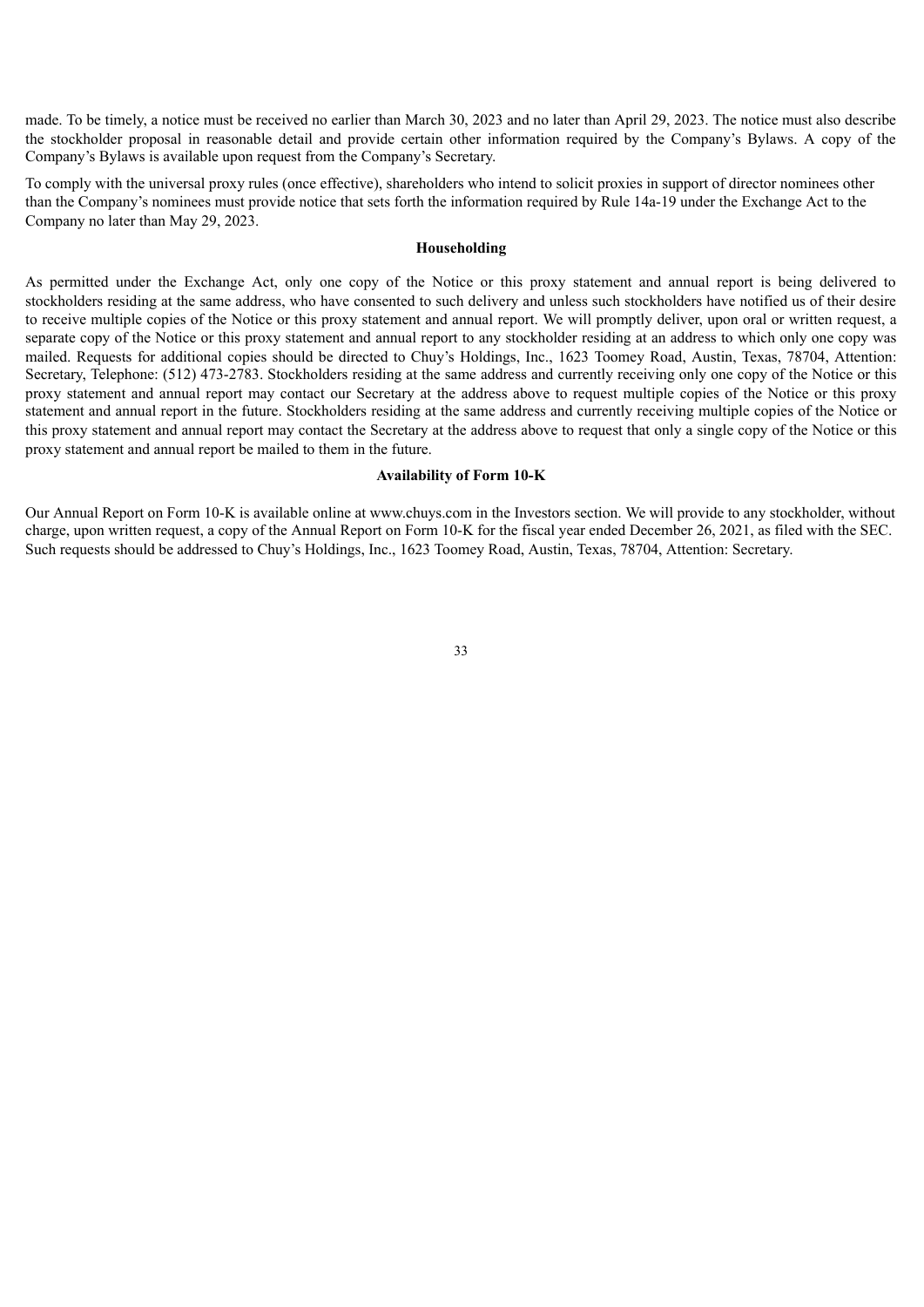made. To be timely, a notice must be received no earlier than March 30, 2023 and no later than April 29, 2023. The notice must also describe the stockholder proposal in reasonable detail and provide certain other information required by the Company's Bylaws. A copy of the Company's Bylaws is available upon request from the Company's Secretary.

To comply with the universal proxy rules (once effective), shareholders who intend to solicit proxies in support of director nominees other than the Company's nominees must provide notice that sets forth the information required by Rule 14a-19 under the Exchange Act to the Company no later than May 29, 2023.

## Householding

As permitted under the Exchange Act, only one copy of the Notice or this proxy statement and annual report is being delivered to stockholders residing at the same address, who have consented to such delivery and unless such stockholders have notified us of their desire to receive multiple copies of the Notice or this proxy statement and annual report. We will promptly deliver, upon oral or written request, a separate copy of the Notice or this proxy statement and annual report to any stockholder residing at an address to which only one copy was mailed. Requests for additional copies should be directed to Chuy's Holdings, Inc., 1623 Toomey Road, Austin, Texas, 78704, Attention: Secretary, Telephone: (512) 473-2783. Stockholders residing at the same address and currently receiving only one copy of the Notice or this proxy statement and annual report may contact our Secretary at the address above to request multiple copies of the Notice or this proxy statement and annual report in the future. Stockholders residing at the same address and currently receiving multiple copies of the Notice or this proxy statement and annual report may contact the Secretary at the address above to request that only a single copy of the Notice or this proxy statement and annual report be mailed to them in the future.

## Availability of Form 10-K

Our Annual Report on Form 10-K is available online at www.chuys.com in the Investors section. We will provide to any stockholder, without charge, upon written request, a copy of the Annual Report on Form 10-K for the fiscal year ended December 26, 2021, as filed with the SEC. Such requests should be addressed to Chuy's Holdings, Inc., 1623 Toomey Road, Austin, Texas, 78704, Attention: Secretary.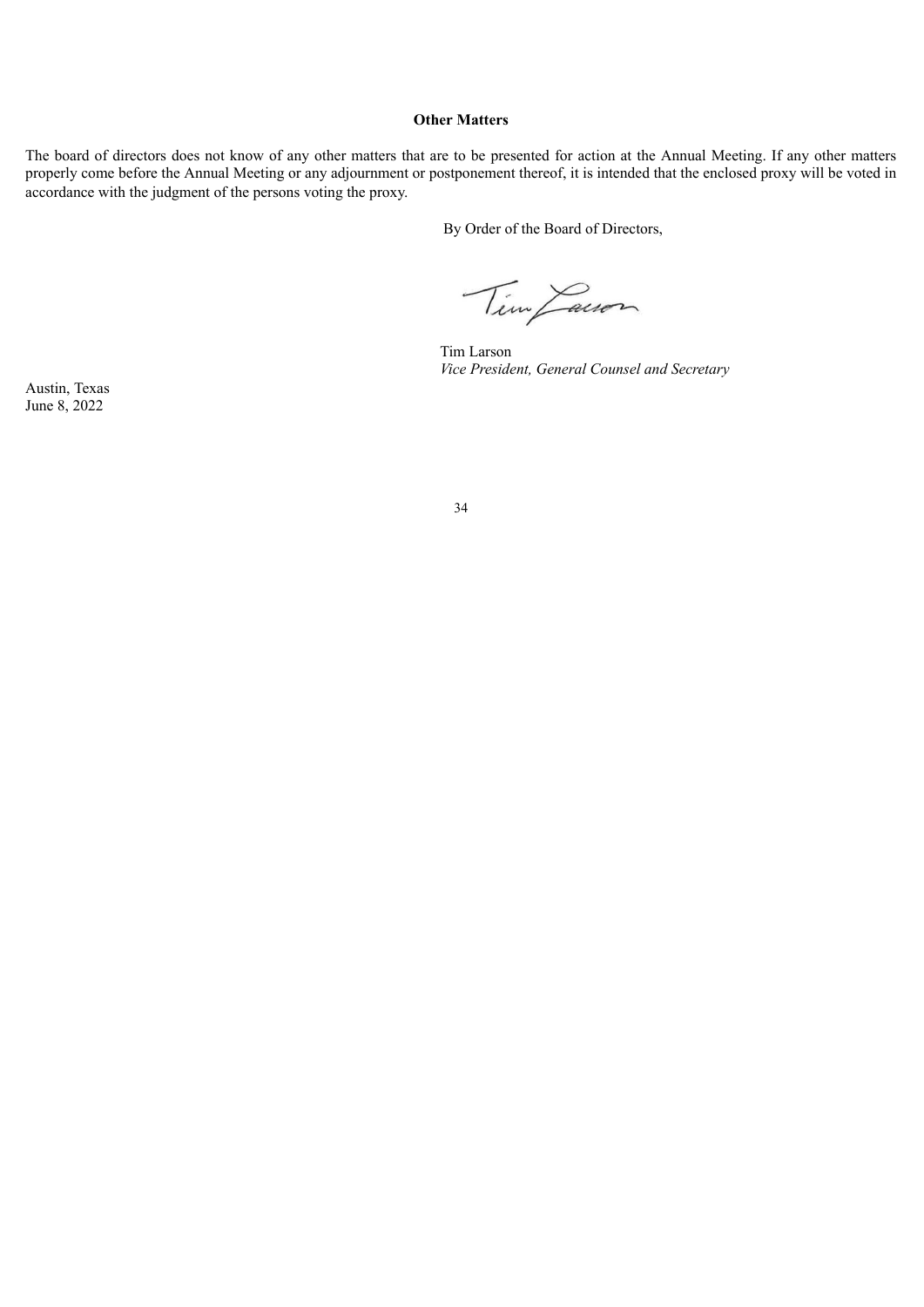**Other Matters**

The board of directors does not know of any other matters that are to be presented for action at the Annual Meeting. If any other matters properly come before the Annual Meeting or any adjournment or postponement thereof, it is intended that the enclosed proxy will be voted in accordance with the judgment of the persons voting the proxy.

By Order of the Board of Directors,

Tim Larson
*Vice President, General Counsel and Secretary*

Austin, Texas
June 8, 2022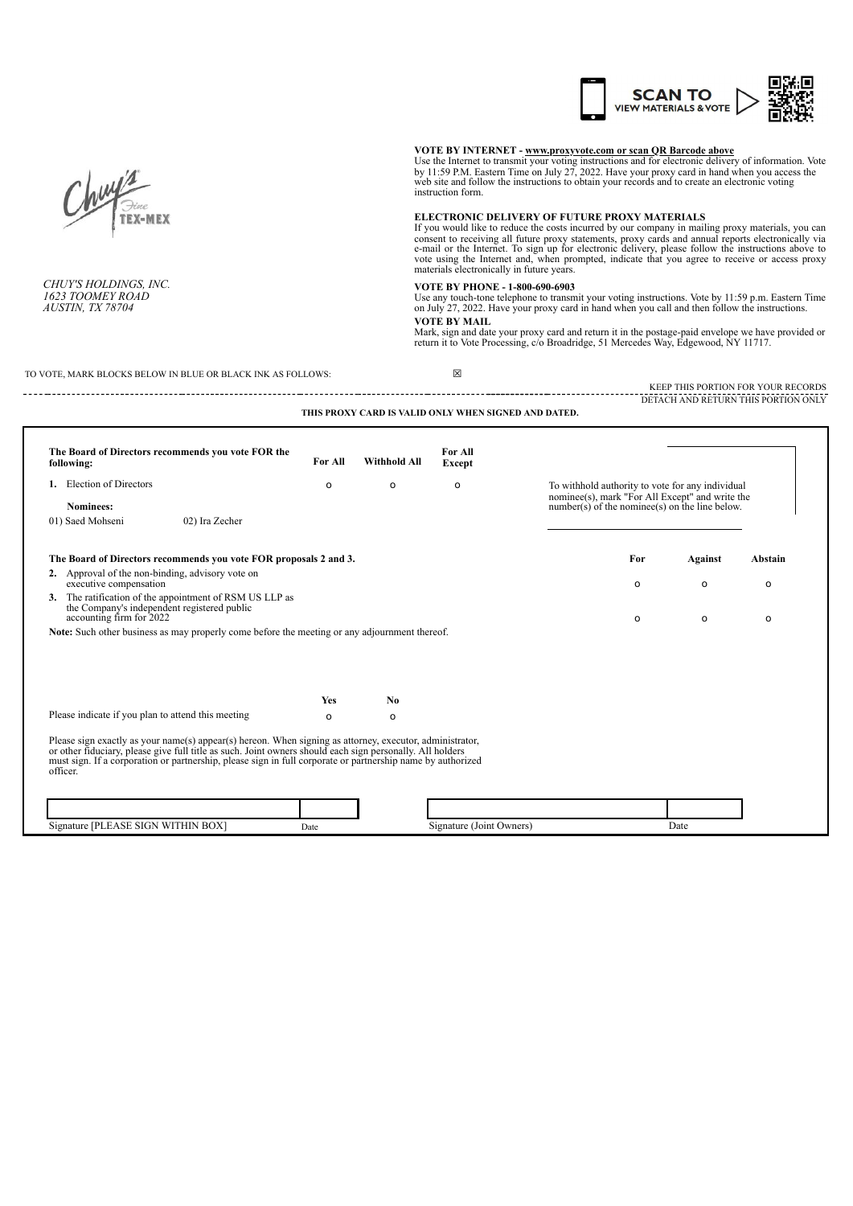SCAN TO VIEW MATERIALS & VOTE

CHUY'S Fine TEX-MEX

*CHUY'S HOLDINGS, INC.*
*1623 TOOMEY ROAD*
*AUSTIN, TX 78704*

**VOTE BY INTERNET - www.proxyvote.com or scan QR Barcode above**
Use the Internet to transmit your voting instructions and for electronic delivery of information. Vote by 11:59 P.M. Eastern Time on July 27, 2022. Have your proxy card in hand when you access the web site and follow the instructions to obtain your records and to create an electronic voting instruction form.

**ELECTRONIC DELIVERY OF FUTURE PROXY MATERIALS**
If you would like to reduce the costs incurred by our company in mailing proxy materials, you can consent to receiving all future proxy statements, proxy cards and annual reports electronically via e-mail or the Internet. To sign up for electronic delivery, please follow the instructions above to vote using the Internet and, when prompted, indicate that you agree to receive or access proxy materials electronically in future years.

**VOTE BY PHONE - 1-800-690-6903**
Use any touch-tone telephone to transmit your voting instructions. Vote by 11:59 p.m. Eastern Time on July 27, 2022. Have your proxy card in hand when you call and then follow the instructions.

**VOTE BY MAIL**
Mark, sign and date your proxy card and return it in the postage-paid envelope we have provided or return it to Vote Processing, c/o Broadridge, 51 Mercedes Way, Edgewood, NY 11717.

TO VOTE, MARK BLOCKS BELOW IN BLUE OR BLACK INK AS FOLLOWS: ☒

KEEP THIS PORTION FOR YOUR RECORDS

DETACH AND RETURN THIS PORTION ONLY

**THIS PROXY CARD IS VALID ONLY WHEN SIGNED AND DATED.**

| **The Board of Directors recommends you vote FOR the following:** | **For All** | **Withhold All** | **For All Except** |
|---|---|---|---|
| **1.** Election of Directors | o | o | o |

To withhold authority to vote for any individual nominee(s), mark "For All Except" and write the number(s) of the nominee(s) on the line below.

**Nominees:**

01) Saed Mohseni 02) Ira Zecher

| **The Board of Directors recommends you vote FOR proposals 2 and 3.** | **For** | **Against** | **Abstain** |
|---|---|---|---|
| **2.** Approval of the non-binding, advisory vote on executive compensation | o | o | o |
| **3.** The ratification of the appointment of RSM US LLP as the Company's independent registered public accounting firm for 2022 | o | o | o |

**Note:** Such other business as may properly come before the meeting or any adjournment thereof.

| | **Yes** | **No** |
|---|---|---|
| Please indicate if you plan to attend this meeting | o | o |

Please sign exactly as your name(s) appear(s) hereon. When signing as attorney, executor, administrator, or other fiduciary, please give full title as such. Joint owners should each sign personally. All holders must sign. If a corporation or partnership, please sign in full corporate or partnership name by authorized officer.

| | | | |
|---|---|---|---|
| Signature [PLEASE SIGN WITHIN BOX] | Date | Signature (Joint Owners) | Date |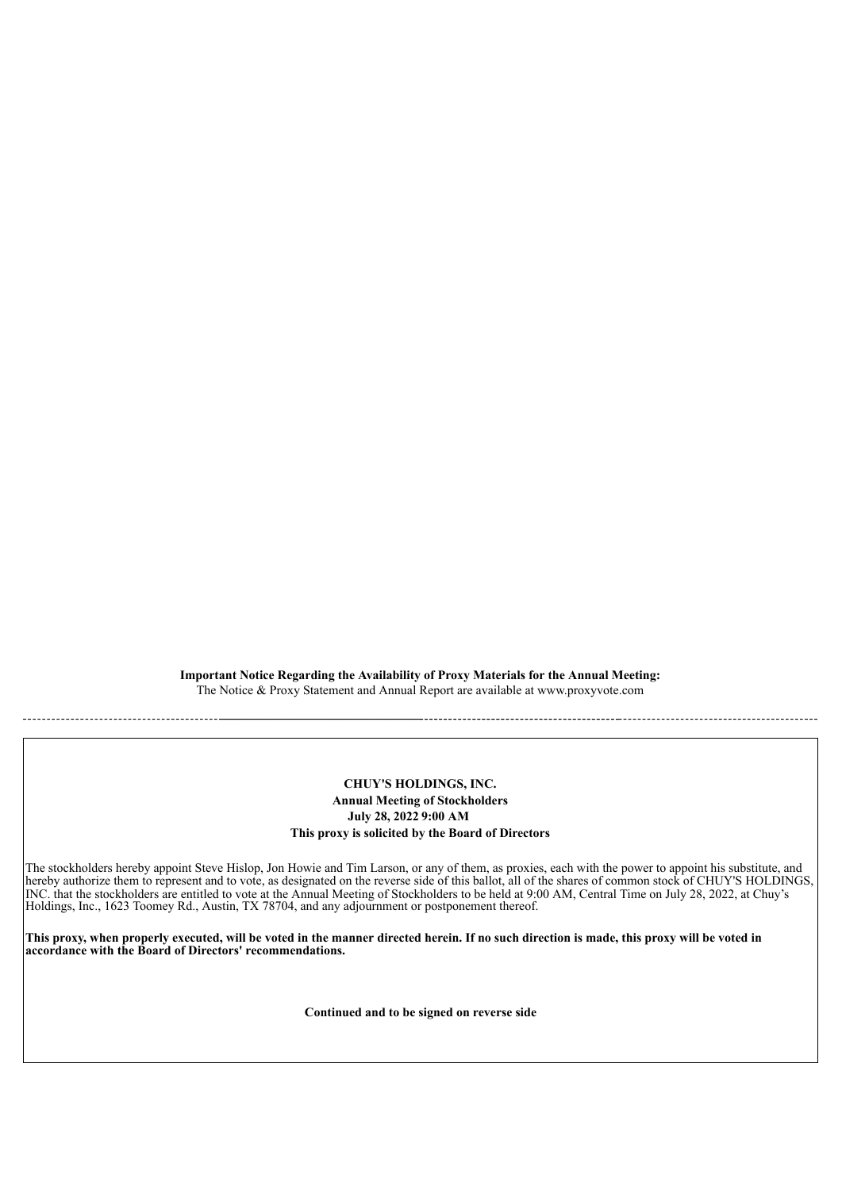**Important Notice Regarding the Availability of Proxy Materials for the Annual Meeting:**
The Notice & Proxy Statement and Annual Report are available at www.proxyvote.com

---

**CHUY'S HOLDINGS, INC.**
**Annual Meeting of Stockholders**
**July 28, 2022 9:00 AM**
**This proxy is solicited by the Board of Directors**

The stockholders hereby appoint Steve Hislop, Jon Howie and Tim Larson, or any of them, as proxies, each with the power to appoint his substitute, and hereby authorize them to represent and to vote, as designated on the reverse side of this ballot, all of the shares of common stock of CHUY'S HOLDINGS, INC. that the stockholders are entitled to vote at the Annual Meeting of Stockholders to be held at 9:00 AM, Central Time on July 28, 2022, at Chuy's Holdings, Inc., 1623 Toomey Rd., Austin, TX 78704, and any adjournment or postponement thereof.

**This proxy, when properly executed, will be voted in the manner directed herein. If no such direction is made, this proxy will be voted in accordance with the Board of Directors' recommendations.**

**Continued and to be signed on reverse side**